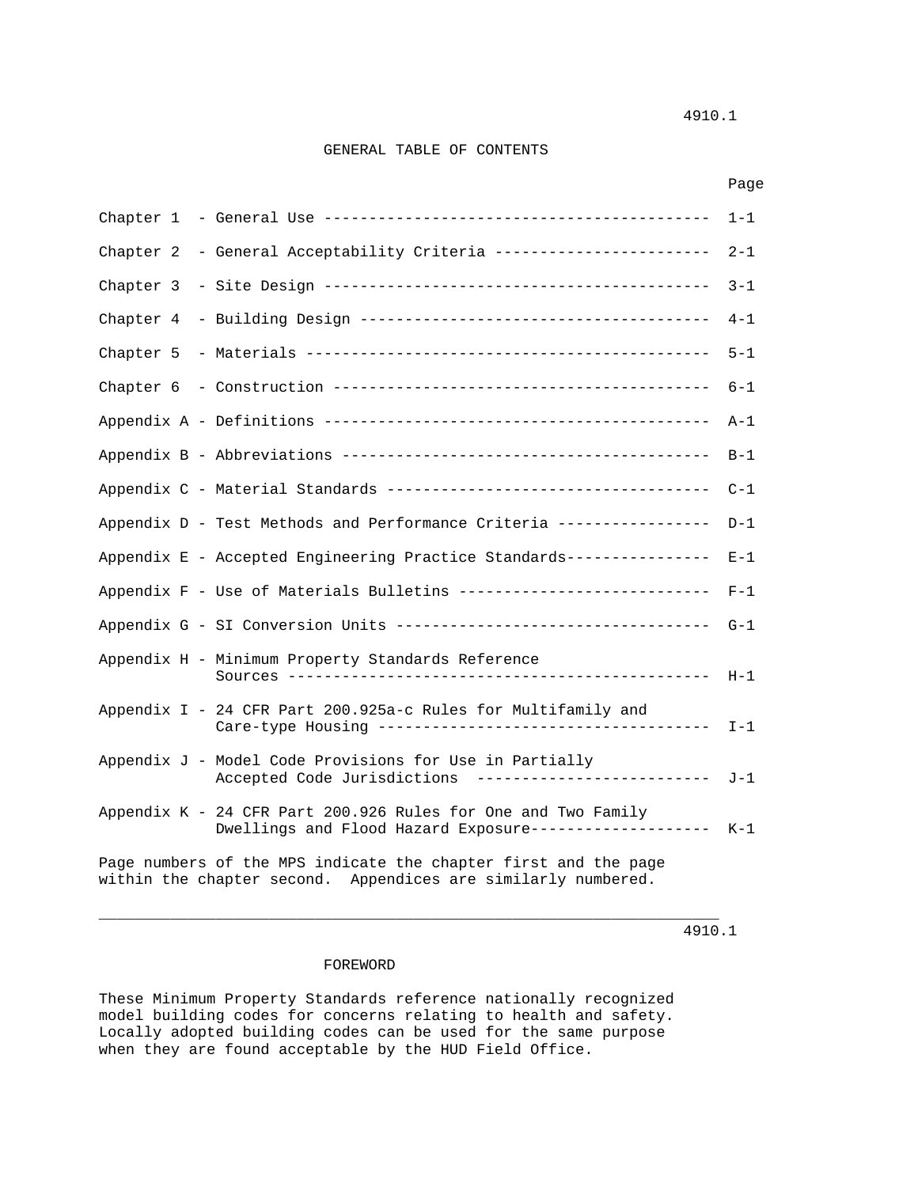# GENERAL TABLE OF CONTENTS

| | Page |
|---|---|
| Chapter 1 - General Use | 1-1 |
| Chapter 2 - General Acceptability Criteria | 2-1 |
| Chapter 3 - Site Design | 3-1 |
| Chapter 4 - Building Design | 4-1 |
| Chapter 5 - Materials | 5-1 |
| Chapter 6 - Construction | 6-1 |
| Appendix A - Definitions | A-1 |
| Appendix B - Abbreviations | B-1 |
| Appendix C - Material Standards | C-1 |
| Appendix D - Test Methods and Performance Criteria | D-1 |
| Appendix E - Accepted Engineering Practice Standards | E-1 |
| Appendix F - Use of Materials Bulletins | F-1 |
| Appendix G - SI Conversion Units | G-1 |
| Appendix H - Minimum Property Standards Reference Sources | H-1 |
| Appendix I - 24 CFR Part 200.925a-c Rules for Multifamily and Care-type Housing | I-1 |
| Appendix J - Model Code Provisions for Use in Partially Accepted Code Jurisdictions | J-1 |
| Appendix K - 24 CFR Part 200.926 Rules for One and Two Family Dwellings and Flood Hazard Exposure | K-1 |

Page numbers of the MPS indicate the chapter first and the page within the chapter second. Appendices are similarly numbered.

---

# FOREWORD

These Minimum Property Standards reference nationally recognized model building codes for concerns relating to health and safety. Locally adopted building codes can be used for the same purpose when they are found acceptable by the HUD Field Office.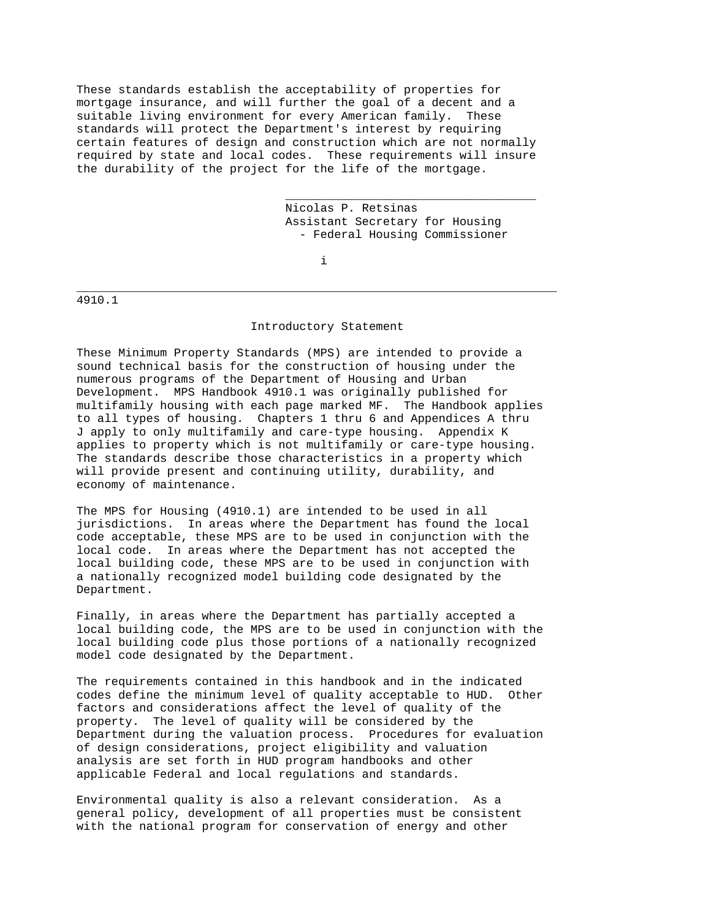These standards establish the acceptability of properties for mortgage insurance, and will further the goal of a decent and a suitable living environment for every American family. These standards will protect the Department's interest by requiring certain features of design and construction which are not normally required by state and local codes. These requirements will insure the durability of the project for the life of the mortgage.

Nicolas P. Retsinas
Assistant Secretary for Housing
- Federal Housing Commissioner

4910.1

## Introductory Statement

These Minimum Property Standards (MPS) are intended to provide a sound technical basis for the construction of housing under the numerous programs of the Department of Housing and Urban Development. MPS Handbook 4910.1 was originally published for multifamily housing with each page marked MF. The Handbook applies to all types of housing. Chapters 1 thru 6 and Appendices A thru J apply to only multifamily and care-type housing. Appendix K applies to property which is not multifamily or care-type housing. The standards describe those characteristics in a property which will provide present and continuing utility, durability, and economy of maintenance.

The MPS for Housing (4910.1) are intended to be used in all jurisdictions. In areas where the Department has found the local code acceptable, these MPS are to be used in conjunction with the local code. In areas where the Department has not accepted the local building code, these MPS are to be used in conjunction with a nationally recognized model building code designated by the Department.

Finally, in areas where the Department has partially accepted a local building code, the MPS are to be used in conjunction with the local building code plus those portions of a nationally recognized model code designated by the Department.

The requirements contained in this handbook and in the indicated codes define the minimum level of quality acceptable to HUD. Other factors and considerations affect the level of quality of the property. The level of quality will be considered by the Department during the valuation process. Procedures for evaluation of design considerations, project eligibility and valuation analysis are set forth in HUD program handbooks and other applicable Federal and local regulations and standards.

Environmental quality is also a relevant consideration. As a general policy, development of all properties must be consistent with the national program for conservation of energy and other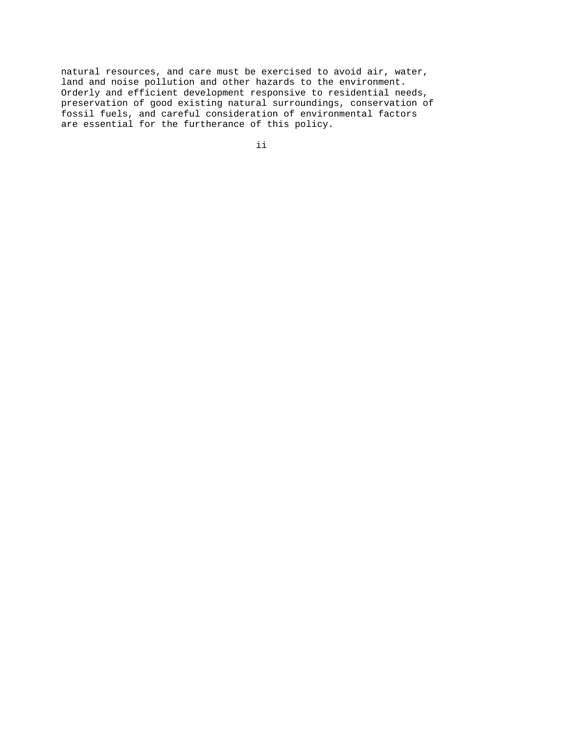natural resources, and care must be exercised to avoid air, water, land and noise pollution and other hazards to the environment. Orderly and efficient development responsive to residential needs, preservation of good existing natural surroundings, conservation of fossil fuels, and careful consideration of environmental factors are essential for the furtherance of this policy.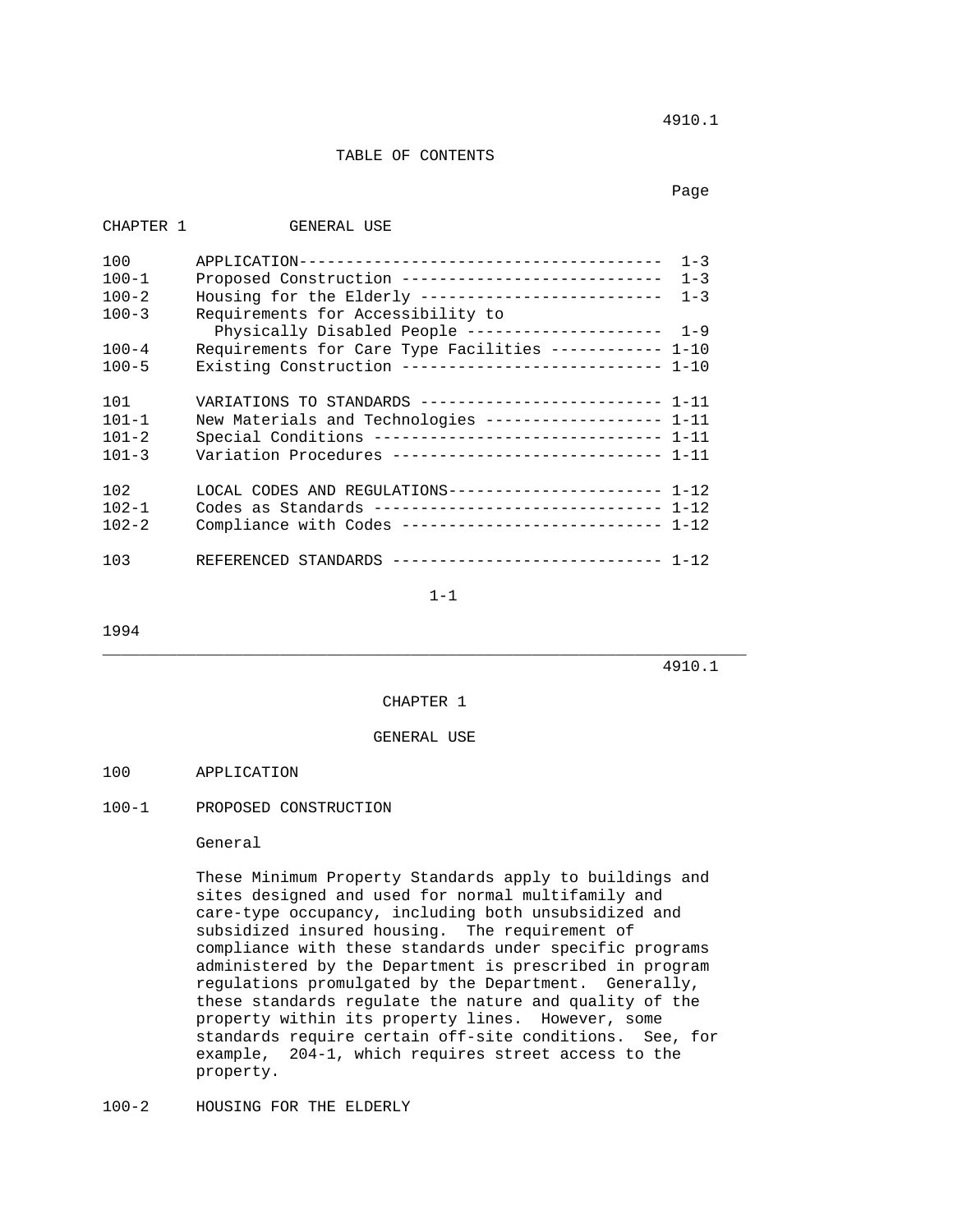# TABLE OF CONTENTS

| | | Page |
|---|---|---|
| CHAPTER 1 | GENERAL USE | |
| 100 | APPLICATION | 1-3 |
| 100-1 | Proposed Construction | 1-3 |
| 100-2 | Housing for the Elderly | 1-3 |
| 100-3 | Requirements for Accessibility to Physically Disabled People | 1-9 |
| 100-4 | Requirements for Care Type Facilities | 1-10 |
| 100-5 | Existing Construction | 1-10 |
| 101 | VARIATIONS TO STANDARDS | 1-11 |
| 101-1 | New Materials and Technologies | 1-11 |
| 101-2 | Special Conditions | 1-11 |
| 101-3 | Variation Procedures | 1-11 |
| 102 | LOCAL CODES AND REGULATIONS | 1-12 |
| 102-1 | Codes as Standards | 1-12 |
| 102-2 | Compliance with Codes | 1-12 |
| 103 | REFERENCED STANDARDS | 1-12 |

# CHAPTER 1

## GENERAL USE

### 100 APPLICATION

### 100-1 PROPOSED CONSTRUCTION

General

These Minimum Property Standards apply to buildings and sites designed and used for normal multifamily and care-type occupancy, including both unsubsidized and subsidized insured housing. The requirement of compliance with these standards under specific programs administered by the Department is prescribed in program regulations promulgated by the Department. Generally, these standards regulate the nature and quality of the property within its property lines. However, some standards require certain off-site conditions. See, for example, 204-1, which requires street access to the property.

### 100-2 HOUSING FOR THE ELDERLY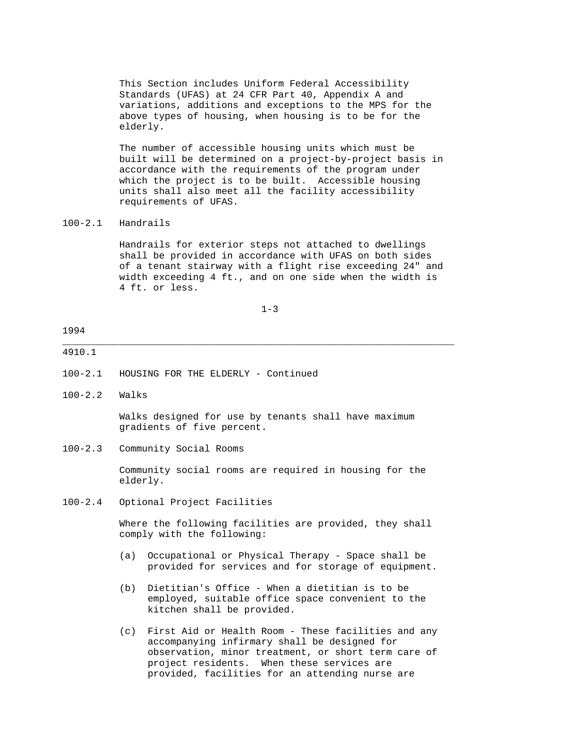This Section includes Uniform Federal Accessibility Standards (UFAS) at 24 CFR Part 40, Appendix A and variations, additions and exceptions to the MPS for the above types of housing, when housing is to be for the elderly.

The number of accessible housing units which must be built will be determined on a project-by-project basis in accordance with the requirements of the program under which the project is to be built. Accessible housing units shall also meet all the facility accessibility requirements of UFAS.

## 100-2.1 Handrails

Handrails for exterior steps not attached to dwellings shall be provided in accordance with UFAS on both sides of a tenant stairway with a flight rise exceeding 24" and width exceeding 4 ft., and on one side when the width is 4 ft. or less.

## 100-2.1 HOUSING FOR THE ELDERLY - Continued

## 100-2.2 Walks

Walks designed for use by tenants shall have maximum gradients of five percent.

## 100-2.3 Community Social Rooms

Community social rooms are required in housing for the elderly.

## 100-2.4 Optional Project Facilities

Where the following facilities are provided, they shall comply with the following:

(a) Occupational or Physical Therapy - Space shall be provided for services and for storage of equipment.

(b) Dietitian's Office - When a dietitian is to be employed, suitable office space convenient to the kitchen shall be provided.

(c) First Aid or Health Room - These facilities and any accompanying infirmary shall be designed for observation, minor treatment, or short term care of project residents. When these services are provided, facilities for an attending nurse are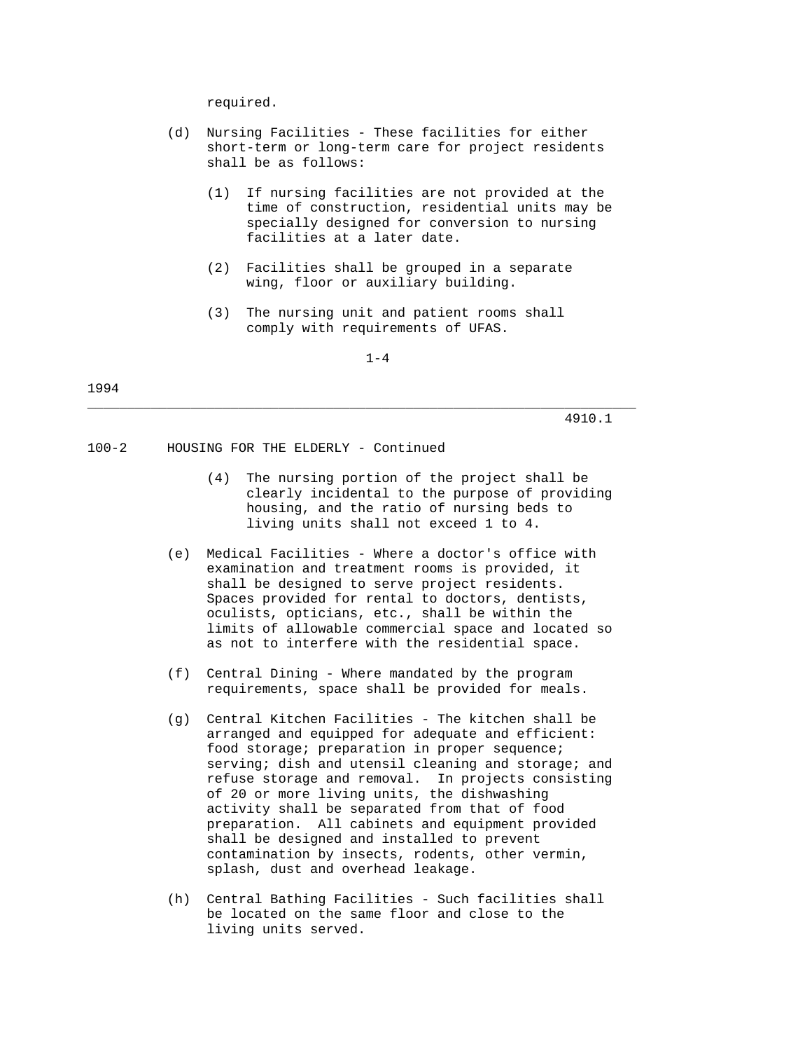required.

(d) Nursing Facilities - These facilities for either short-term or long-term care for project residents shall be as follows:

   (1) If nursing facilities are not provided at the time of construction, residential units may be specially designed for conversion to nursing facilities at a later date.

   (2) Facilities shall be grouped in a separate wing, floor or auxiliary building.

   (3) The nursing unit and patient rooms shall comply with requirements of UFAS.

100-2 HOUSING FOR THE ELDERLY - Continued

   (4) The nursing portion of the project shall be clearly incidental to the purpose of providing housing, and the ratio of nursing beds to living units shall not exceed 1 to 4.

(e) Medical Facilities - Where a doctor's office with examination and treatment rooms is provided, it shall be designed to serve project residents. Spaces provided for rental to doctors, dentists, oculists, opticians, etc., shall be within the limits of allowable commercial space and located so as not to interfere with the residential space.

(f) Central Dining - Where mandated by the program requirements, space shall be provided for meals.

(g) Central Kitchen Facilities - The kitchen shall be arranged and equipped for adequate and efficient: food storage; preparation in proper sequence; serving; dish and utensil cleaning and storage; and refuse storage and removal. In projects consisting of 20 or more living units, the dishwashing activity shall be separated from that of food preparation. All cabinets and equipment provided shall be designed and installed to prevent contamination by insects, rodents, other vermin, splash, dust and overhead leakage.

(h) Central Bathing Facilities - Such facilities shall be located on the same floor and close to the living units served.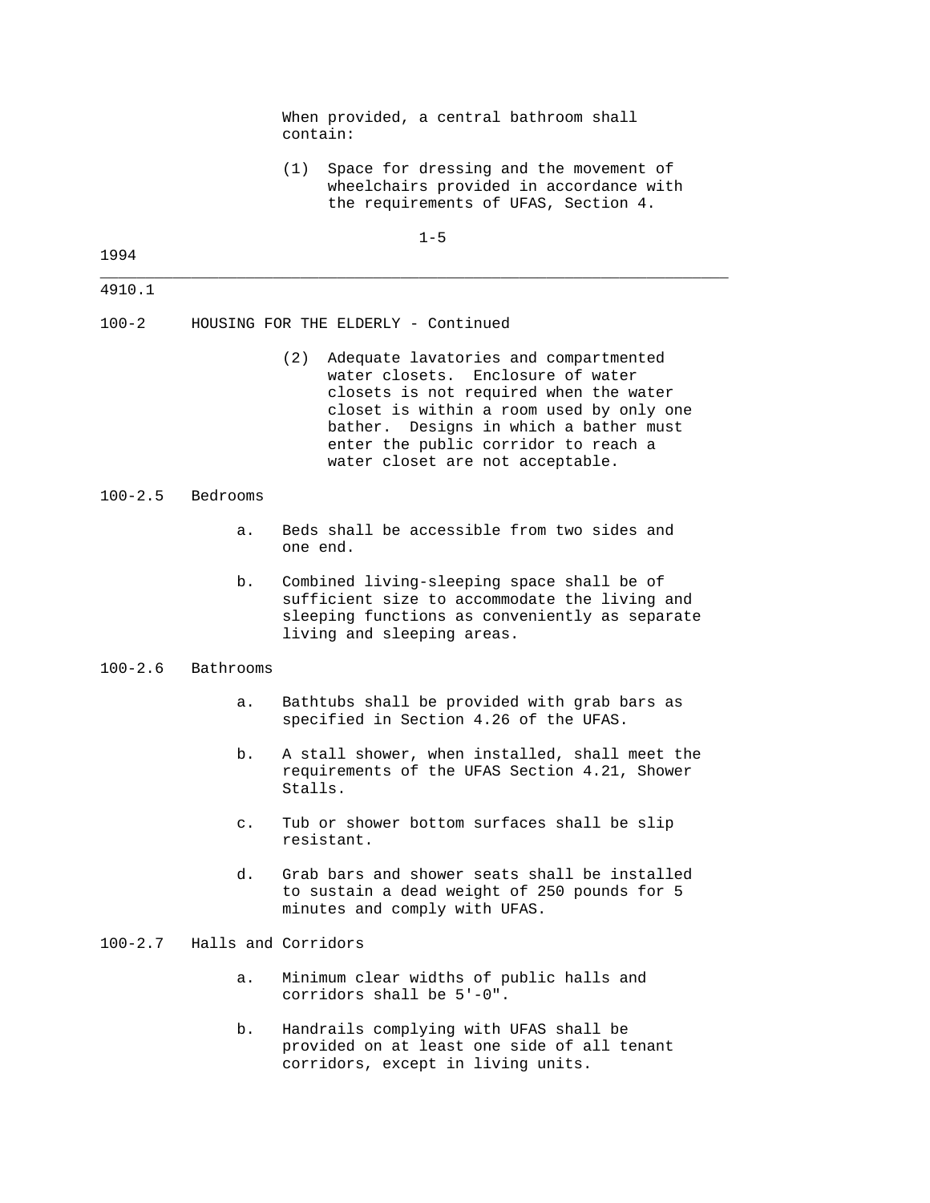When provided, a central bathroom shall contain:

(1) Space for dressing and the movement of wheelchairs provided in accordance with the requirements of UFAS, Section 4.

100-2 HOUSING FOR THE ELDERLY - Continued

(2) Adequate lavatories and compartmented water closets. Enclosure of water closets is not required when the water closet is within a room used by only one bather. Designs in which a bather must enter the public corridor to reach a water closet are not acceptable.

100-2.5 Bedrooms

a. Beds shall be accessible from two sides and one end.

b. Combined living-sleeping space shall be of sufficient size to accommodate the living and sleeping functions as conveniently as separate living and sleeping areas.

100-2.6 Bathrooms

a. Bathtubs shall be provided with grab bars as specified in Section 4.26 of the UFAS.

b. A stall shower, when installed, shall meet the requirements of the UFAS Section 4.21, Shower Stalls.

c. Tub or shower bottom surfaces shall be slip resistant.

d. Grab bars and shower seats shall be installed to sustain a dead weight of 250 pounds for 5 minutes and comply with UFAS.

100-2.7 Halls and Corridors

a. Minimum clear widths of public halls and corridors shall be 5'-0".

b. Handrails complying with UFAS shall be provided on at least one side of all tenant corridors, except in living units.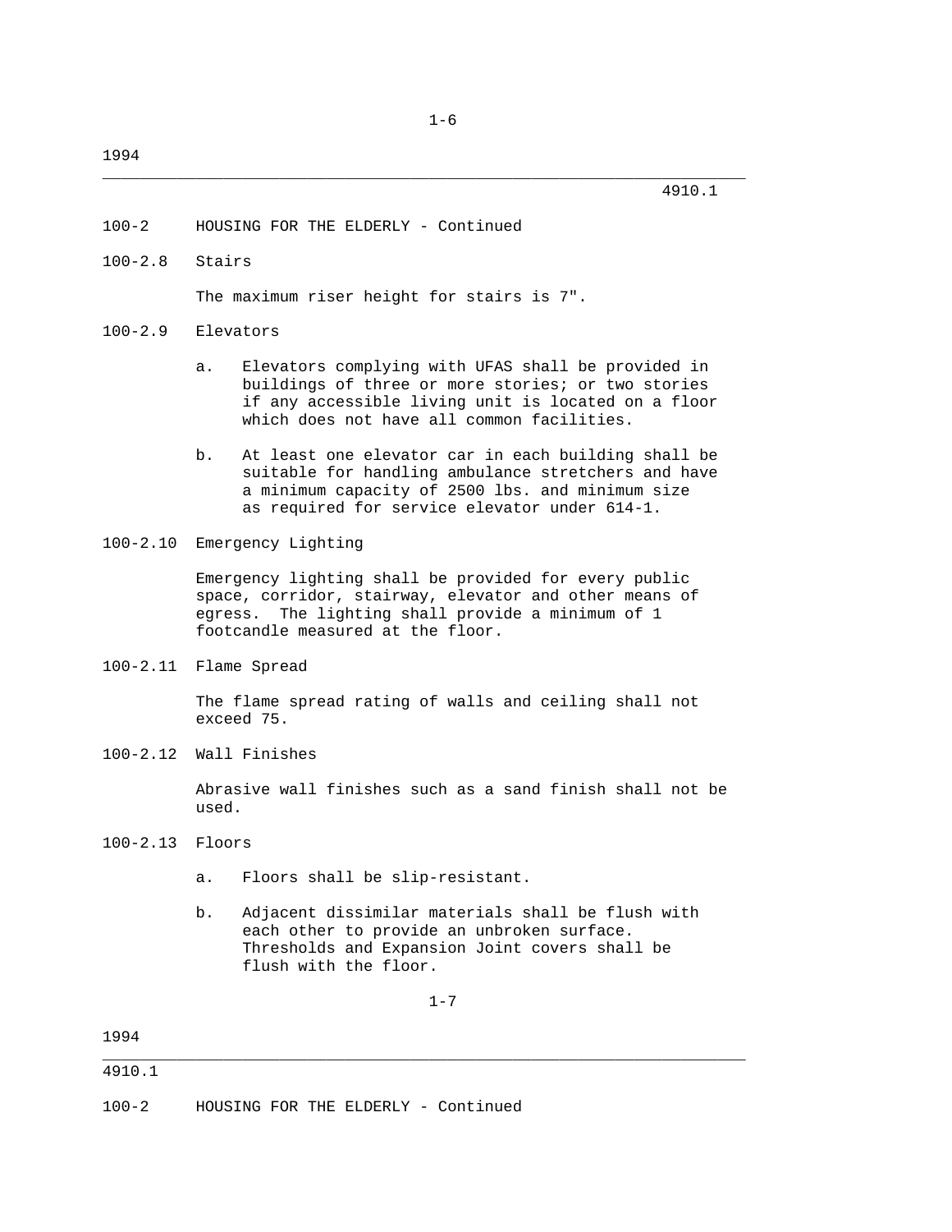## 100-2 HOUSING FOR THE ELDERLY - Continued

### 100-2.8 Stairs

The maximum riser height for stairs is 7".

### 100-2.9 Elevators

a. Elevators complying with UFAS shall be provided in buildings of three or more stories; or two stories if any accessible living unit is located on a floor which does not have all common facilities.

b. At least one elevator car in each building shall be suitable for handling ambulance stretchers and have a minimum capacity of 2500 lbs. and minimum size as required for service elevator under 614-1.

### 100-2.10 Emergency Lighting

Emergency lighting shall be provided for every public space, corridor, stairway, elevator and other means of egress. The lighting shall provide a minimum of 1 footcandle measured at the floor.

### 100-2.11 Flame Spread

The flame spread rating of walls and ceiling shall not exceed 75.

### 100-2.12 Wall Finishes

Abrasive wall finishes such as a sand finish shall not be used.

### 100-2.13 Floors

a. Floors shall be slip-resistant.

b. Adjacent dissimilar materials shall be flush with each other to provide an unbroken surface. Thresholds and Expansion Joint covers shall be flush with the floor.

## 100-2 HOUSING FOR THE ELDERLY - Continued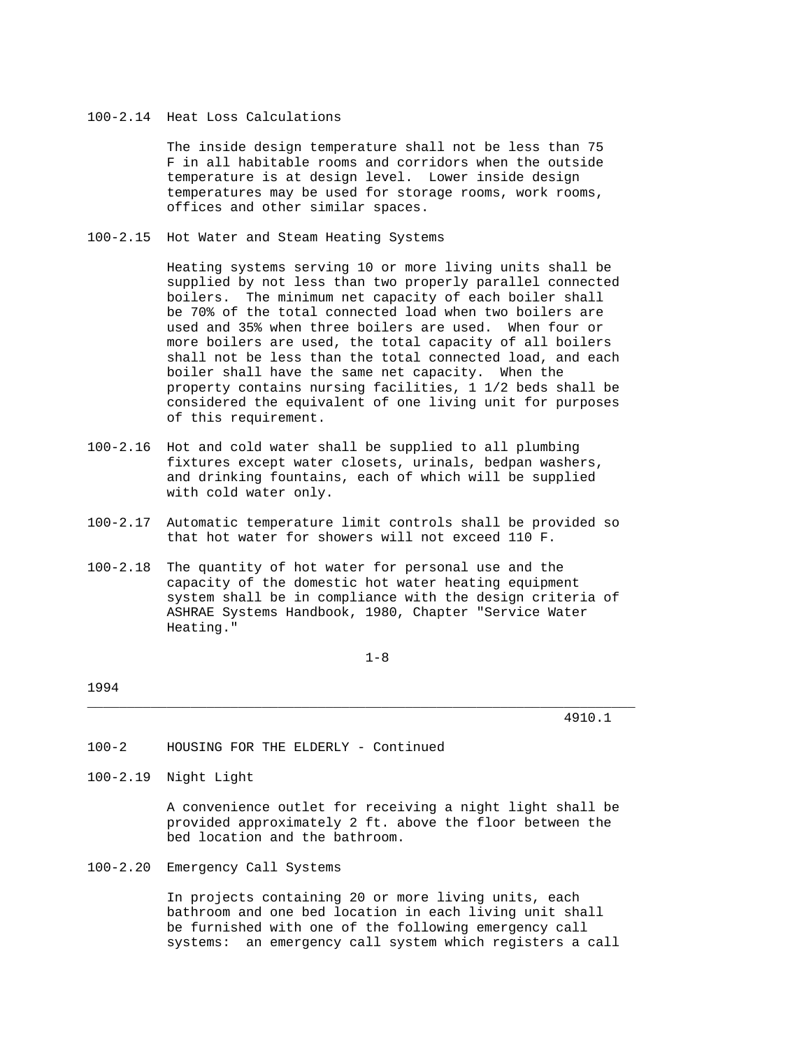100-2.14 Heat Loss Calculations

The inside design temperature shall not be less than 75 F in all habitable rooms and corridors when the outside temperature is at design level. Lower inside design temperatures may be used for storage rooms, work rooms, offices and other similar spaces.

100-2.15 Hot Water and Steam Heating Systems

Heating systems serving 10 or more living units shall be supplied by not less than two properly parallel connected boilers. The minimum net capacity of each boiler shall be 70% of the total connected load when two boilers are used and 35% when three boilers are used. When four or more boilers are used, the total capacity of all boilers shall not be less than the total connected load, and each boiler shall have the same net capacity. When the property contains nursing facilities, 1 1/2 beds shall be considered the equivalent of one living unit for purposes of this requirement.

100-2.16 Hot and cold water shall be supplied to all plumbing fixtures except water closets, urinals, bedpan washers, and drinking fountains, each of which will be supplied with cold water only.

100-2.17 Automatic temperature limit controls shall be provided so that hot water for showers will not exceed 110 F.

100-2.18 The quantity of hot water for personal use and the capacity of the domestic hot water heating equipment system shall be in compliance with the design criteria of ASHRAE Systems Handbook, 1980, Chapter "Service Water Heating."

100-2 HOUSING FOR THE ELDERLY - Continued

100-2.19 Night Light

A convenience outlet for receiving a night light shall be provided approximately 2 ft. above the floor between the bed location and the bathroom.

100-2.20 Emergency Call Systems

In projects containing 20 or more living units, each bathroom and one bed location in each living unit shall be furnished with one of the following emergency call systems: an emergency call system which registers a call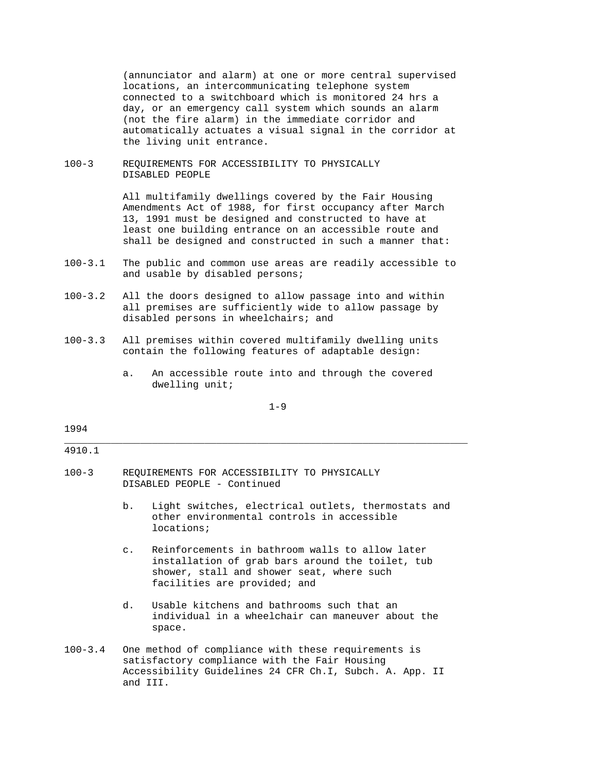(annunciator and alarm) at one or more central supervised locations, an intercommunicating telephone system connected to a switchboard which is monitored 24 hrs a day, or an emergency call system which sounds an alarm (not the fire alarm) in the immediate corridor and automatically actuates a visual signal in the corridor at the living unit entrance.

## 100-3 REQUIREMENTS FOR ACCESSIBILITY TO PHYSICALLY DISABLED PEOPLE

All multifamily dwellings covered by the Fair Housing Amendments Act of 1988, for first occupancy after March 13, 1991 must be designed and constructed to have at least one building entrance on an accessible route and shall be designed and constructed in such a manner that:

100-3.1 The public and common use areas are readily accessible to and usable by disabled persons;

100-3.2 All the doors designed to allow passage into and within all premises are sufficiently wide to allow passage by disabled persons in wheelchairs; and

100-3.3 All premises within covered multifamily dwelling units contain the following features of adaptable design:

a. An accessible route into and through the covered dwelling unit;

## 100-3 REQUIREMENTS FOR ACCESSIBILITY TO PHYSICALLY DISABLED PEOPLE - Continued

b. Light switches, electrical outlets, thermostats and other environmental controls in accessible locations;

c. Reinforcements in bathroom walls to allow later installation of grab bars around the toilet, tub shower, stall and shower seat, where such facilities are provided; and

d. Usable kitchens and bathrooms such that an individual in a wheelchair can maneuver about the space.

100-3.4 One method of compliance with these requirements is satisfactory compliance with the Fair Housing Accessibility Guidelines 24 CFR Ch.I, Subch. A. App. II and III.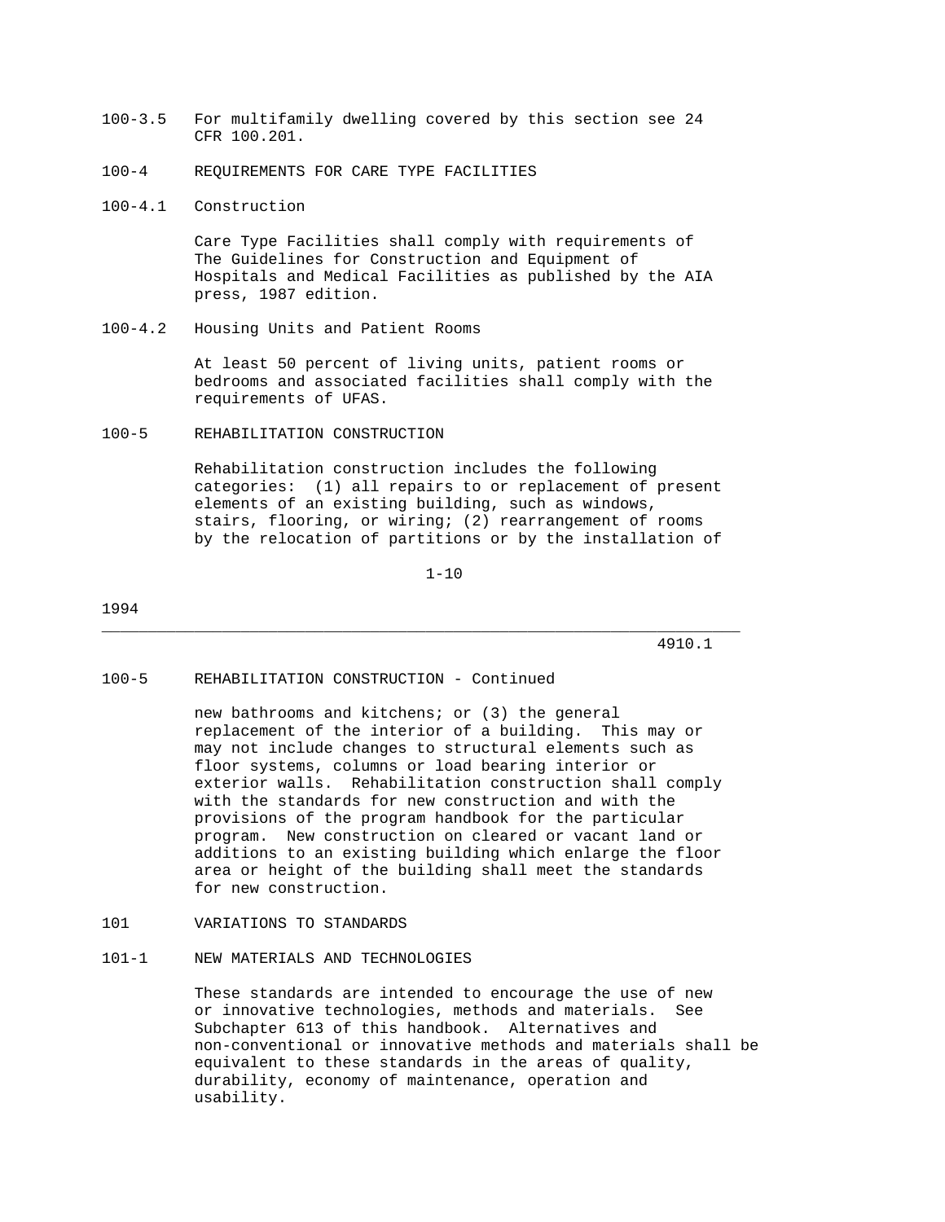100-3.5 For multifamily dwelling covered by this section see 24 CFR 100.201.

## 100-4 REQUIREMENTS FOR CARE TYPE FACILITIES

### 100-4.1 Construction

Care Type Facilities shall comply with requirements of The Guidelines for Construction and Equipment of Hospitals and Medical Facilities as published by the AIA press, 1987 edition.

### 100-4.2 Housing Units and Patient Rooms

At least 50 percent of living units, patient rooms or bedrooms and associated facilities shall comply with the requirements of UFAS.

## 100-5 REHABILITATION CONSTRUCTION

Rehabilitation construction includes the following categories: (1) all repairs to or replacement of present elements of an existing building, such as windows, stairs, flooring, or wiring; (2) rearrangement of rooms by the relocation of partitions or by the installation of new bathrooms and kitchens; or (3) the general replacement of the interior of a building. This may or may not include changes to structural elements such as floor systems, columns or load bearing interior or exterior walls. Rehabilitation construction shall comply with the standards for new construction and with the provisions of the program handbook for the particular program. New construction on cleared or vacant land or additions to an existing building which enlarge the floor area or height of the building shall meet the standards for new construction.

# 101 VARIATIONS TO STANDARDS

## 101-1 NEW MATERIALS AND TECHNOLOGIES

These standards are intended to encourage the use of new or innovative technologies, methods and materials. See Subchapter 613 of this handbook. Alternatives and non-conventional or innovative methods and materials shall be equivalent to these standards in the areas of quality, durability, economy of maintenance, operation and usability.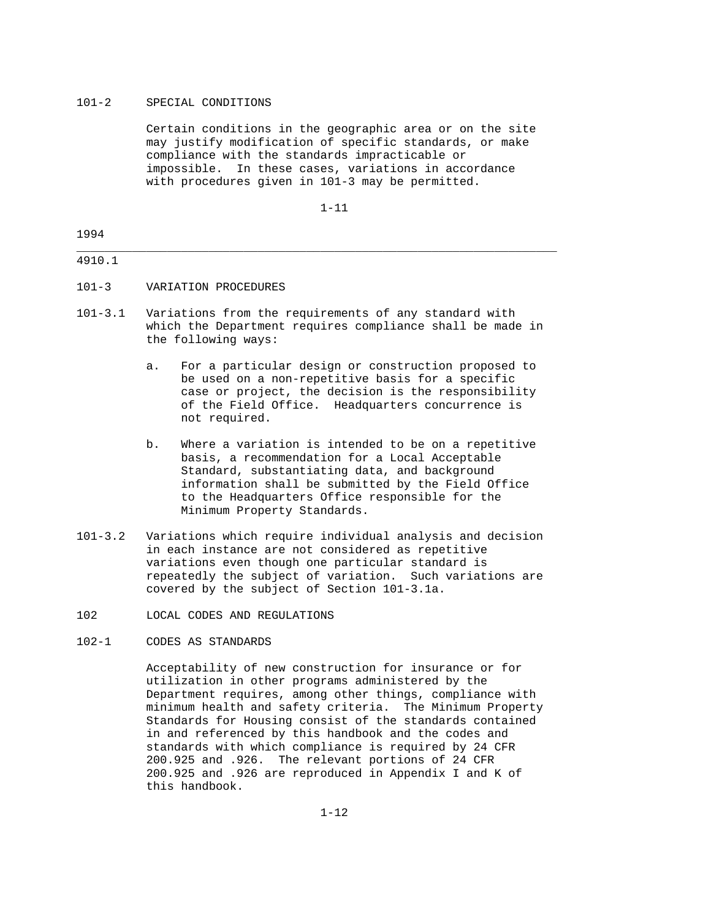### 101-2 SPECIAL CONDITIONS

Certain conditions in the geographic area or on the site may justify modification of specific standards, or make compliance with the standards impracticable or impossible. In these cases, variations in accordance with procedures given in 101-3 may be permitted.

### 101-3 VARIATION PROCEDURES

101-3.1 Variations from the requirements of any standard with which the Department requires compliance shall be made in the following ways:

a. For a particular design or construction proposed to be used on a non-repetitive basis for a specific case or project, the decision is the responsibility of the Field Office. Headquarters concurrence is not required.

b. Where a variation is intended to be on a repetitive basis, a recommendation for a Local Acceptable Standard, substantiating data, and background information shall be submitted by the Field Office to the Headquarters Office responsible for the Minimum Property Standards.

101-3.2 Variations which require individual analysis and decision in each instance are not considered as repetitive variations even though one particular standard is repeatedly the subject of variation. Such variations are covered by the subject of Section 101-3.1a.

## 102 LOCAL CODES AND REGULATIONS

### 102-1 CODES AS STANDARDS

Acceptability of new construction for insurance or for utilization in other programs administered by the Department requires, among other things, compliance with minimum health and safety criteria. The Minimum Property Standards for Housing consist of the standards contained in and referenced by this handbook and the codes and standards with which compliance is required by 24 CFR 200.925 and .926. The relevant portions of 24 CFR 200.925 and .926 are reproduced in Appendix I and K of this handbook.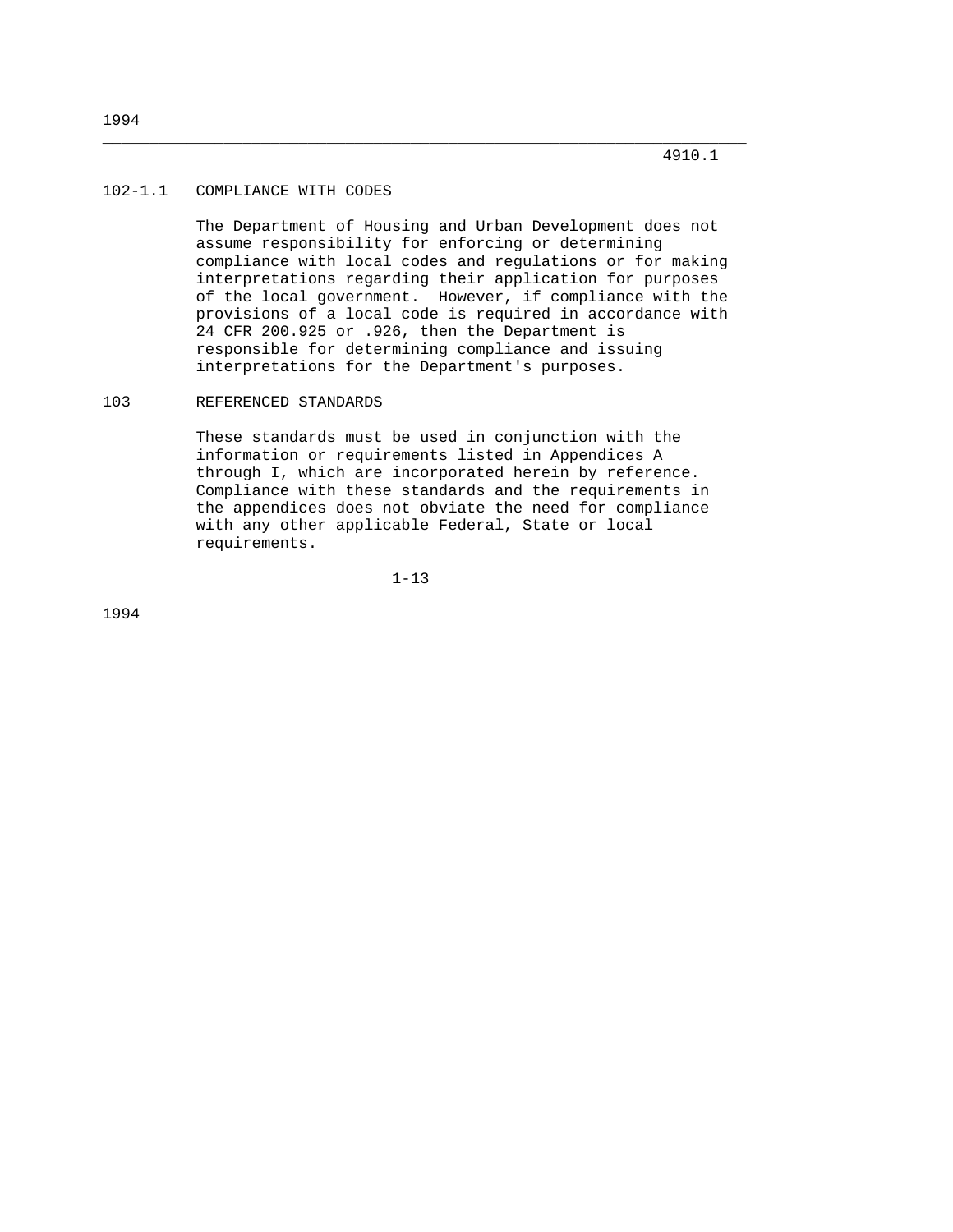## 102-1.1 COMPLIANCE WITH CODES

The Department of Housing and Urban Development does not assume responsibility for enforcing or determining compliance with local codes and regulations or for making interpretations regarding their application for purposes of the local government. However, if compliance with the provisions of a local code is required in accordance with 24 CFR 200.925 or .926, then the Department is responsible for determining compliance and issuing interpretations for the Department's purposes.

## 103 REFERENCED STANDARDS

These standards must be used in conjunction with the information or requirements listed in Appendices A through I, which are incorporated herein by reference. Compliance with these standards and the requirements in the appendices does not obviate the need for compliance with any other applicable Federal, State or local requirements.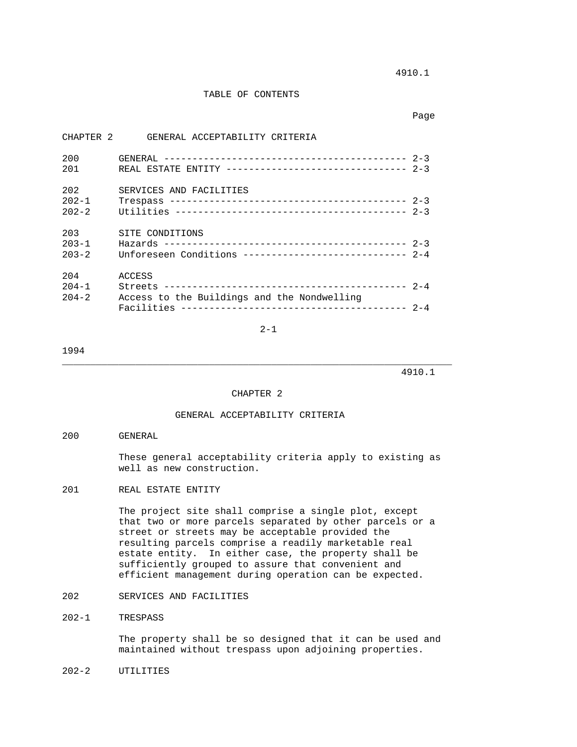## TABLE OF CONTENTS

| | | Page |
|---|---|---|
| CHAPTER 2 | GENERAL ACCEPTABILITY CRITERIA | |
| 200 | GENERAL | 2-3 |
| 201 | REAL ESTATE ENTITY | 2-3 |
| 202 | SERVICES AND FACILITIES | |
| 202-1 | Trespass | 2-3 |
| 202-2 | Utilities | 2-3 |
| 203 | SITE CONDITIONS | |
| 203-1 | Hazards | 2-3 |
| 203-2 | Unforeseen Conditions | 2-4 |
| 204 | ACCESS | |
| 204-1 | Streets | 2-4 |
| 204-2 | Access to the Buildings and the Nondwelling Facilities | 2-4 |

---

# CHAPTER 2

# GENERAL ACCEPTABILITY CRITERIA

## 200 GENERAL

These general acceptability criteria apply to existing as well as new construction.

## 201 REAL ESTATE ENTITY

The project site shall comprise a single plot, except that two or more parcels separated by other parcels or a street or streets may be acceptable provided the resulting parcels comprise a readily marketable real estate entity. In either case, the property shall be sufficiently grouped to assure that convenient and efficient management during operation can be expected.

## 202 SERVICES AND FACILITIES

### 202-1 TRESPASS

The property shall be so designed that it can be used and maintained without trespass upon adjoining properties.

### 202-2 UTILITIES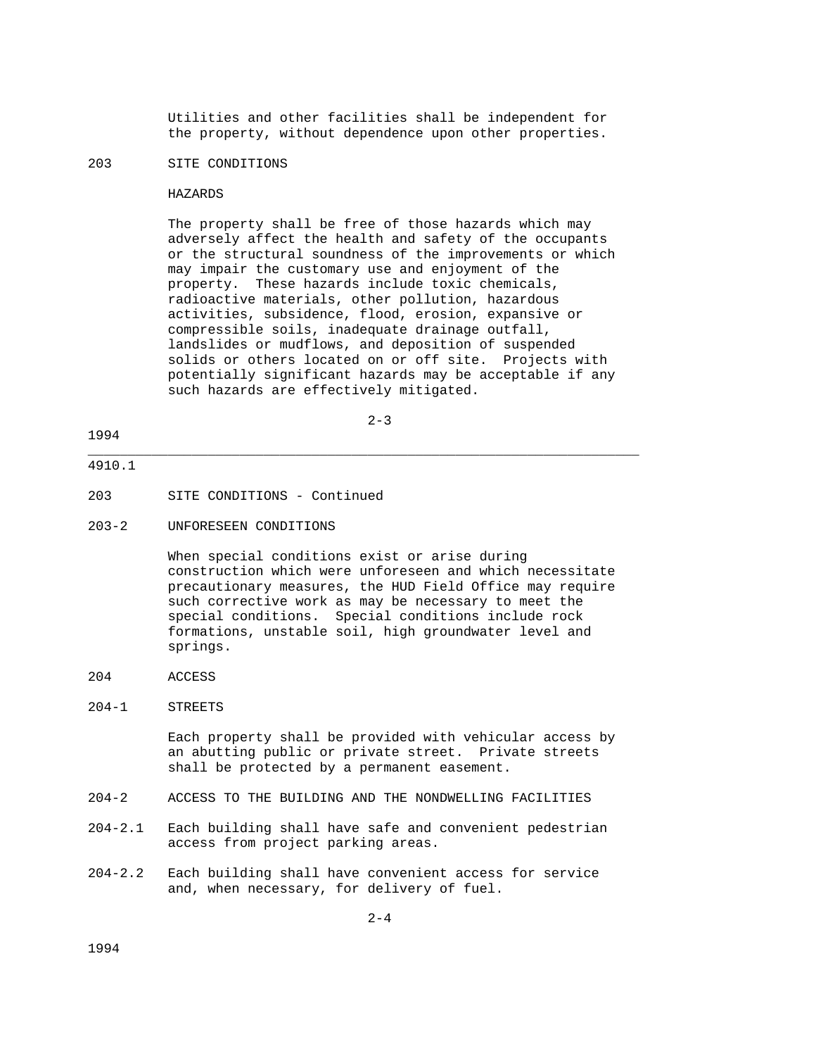Utilities and other facilities shall be independent for the property, without dependence upon other properties.

## 203 SITE CONDITIONS

### HAZARDS

The property shall be free of those hazards which may adversely affect the health and safety of the occupants or the structural soundness of the improvements or which may impair the customary use and enjoyment of the property. These hazards include toxic chemicals, radioactive materials, other pollution, hazardous activities, subsidence, flood, erosion, expansive or compressible soils, inadequate drainage outfall, landslides or mudflows, and deposition of suspended solids or others located on or off site. Projects with potentially significant hazards may be acceptable if any such hazards are effectively mitigated.

## 203 SITE CONDITIONS - Continued

### 203-2 UNFORESEEN CONDITIONS

When special conditions exist or arise during construction which were unforeseen and which necessitate precautionary measures, the HUD Field Office may require such corrective work as may be necessary to meet the special conditions. Special conditions include rock formations, unstable soil, high groundwater level and springs.

## 204 ACCESS

### 204-1 STREETS

Each property shall be provided with vehicular access by an abutting public or private street. Private streets shall be protected by a permanent easement.

### 204-2 ACCESS TO THE BUILDING AND THE NONDWELLING FACILITIES

204-2.1 Each building shall have safe and convenient pedestrian access from project parking areas.

204-2.2 Each building shall have convenient access for service and, when necessary, for delivery of fuel.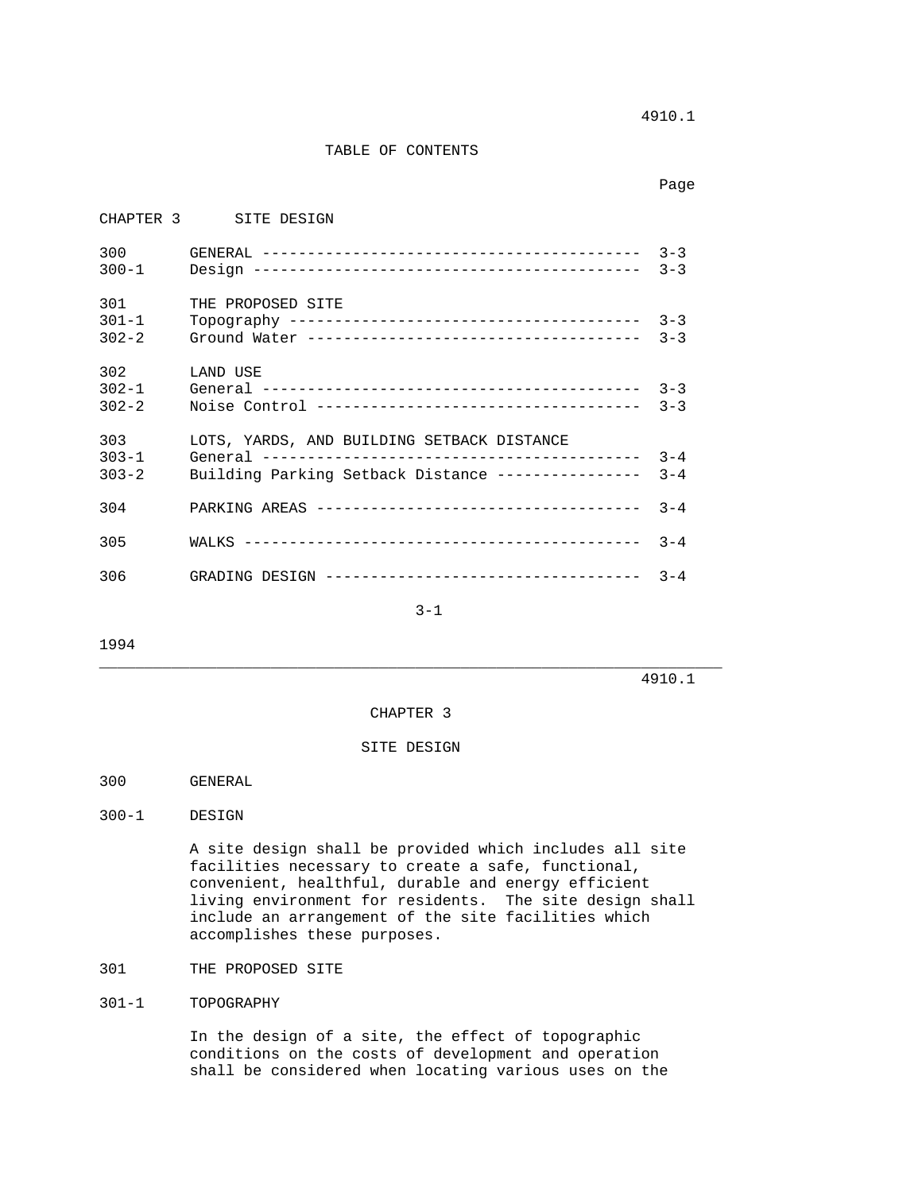## TABLE OF CONTENTS

| | | Page |
|---|---|---|
| CHAPTER 3 | SITE DESIGN | |
| 300 | GENERAL | 3-3 |
| 300-1 | Design | 3-3 |
| 301 | THE PROPOSED SITE | |
| 301-1 | Topography | 3-3 |
| 302-2 | Ground Water | 3-3 |
| 302 | LAND USE | |
| 302-1 | General | 3-3 |
| 302-2 | Noise Control | 3-3 |
| 303 | LOTS, YARDS, AND BUILDING SETBACK DISTANCE | |
| 303-1 | General | 3-4 |
| 303-2 | Building Parking Setback Distance | 3-4 |
| 304 | PARKING AREAS | 3-4 |
| 305 | WALKS | 3-4 |
| 306 | GRADING DESIGN | 3-4 |

1994

# CHAPTER 3

# SITE DESIGN

## 300 GENERAL

### 300-1 DESIGN

A site design shall be provided which includes all site facilities necessary to create a safe, functional, convenient, healthful, durable and energy efficient living environment for residents. The site design shall include an arrangement of the site facilities which accomplishes these purposes.

## 301 THE PROPOSED SITE

### 301-1 TOPOGRAPHY

In the design of a site, the effect of topographic conditions on the costs of development and operation shall be considered when locating various uses on the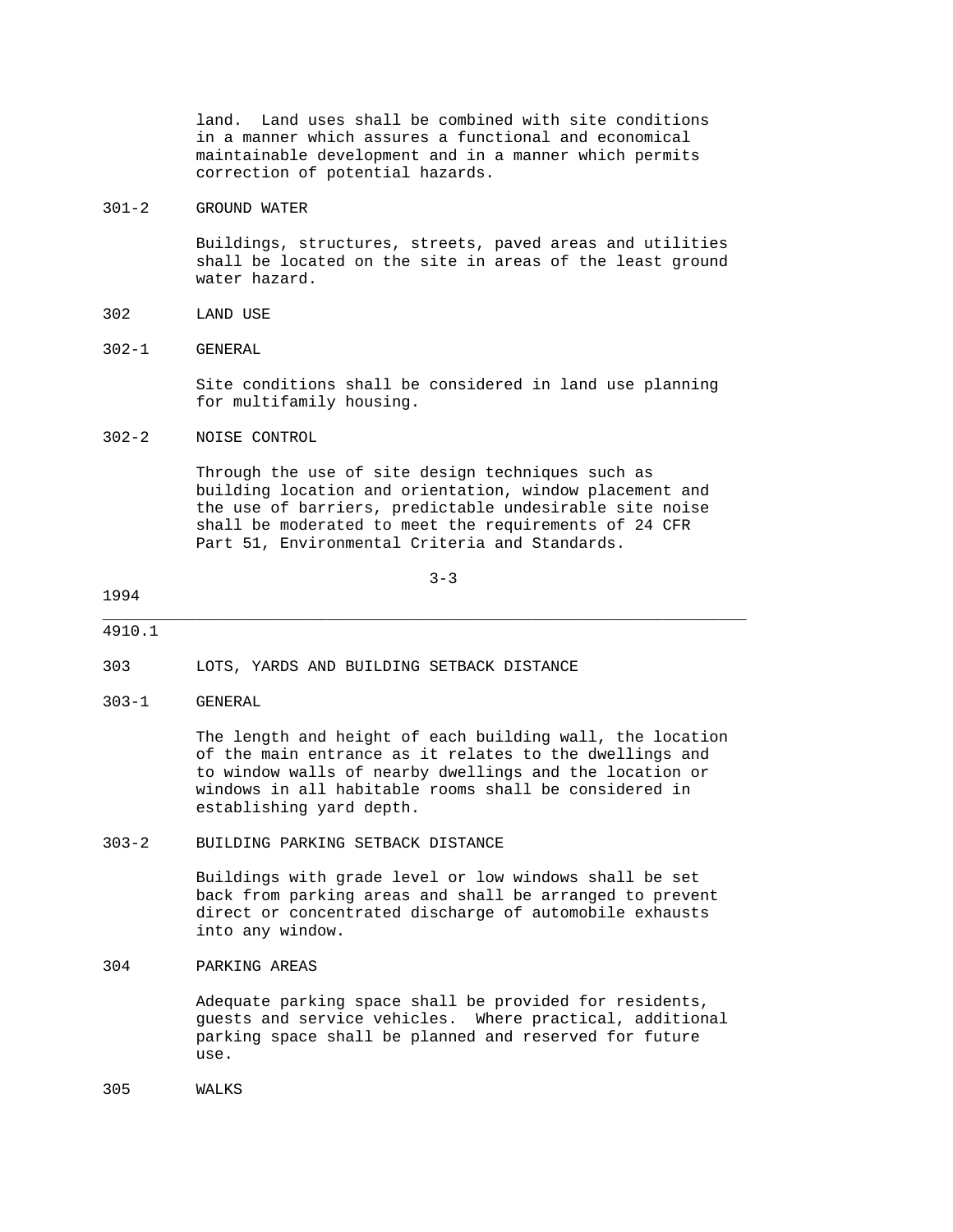land. Land uses shall be combined with site conditions in a manner which assures a functional and economical maintainable development and in a manner which permits correction of potential hazards.

### 301-2 GROUND WATER

Buildings, structures, streets, paved areas and utilities shall be located on the site in areas of the least ground water hazard.

## 302 LAND USE

### 302-1 GENERAL

Site conditions shall be considered in land use planning for multifamily housing.

### 302-2 NOISE CONTROL

Through the use of site design techniques such as building location and orientation, window placement and the use of barriers, predictable undesirable site noise shall be moderated to meet the requirements of 24 CFR Part 51, Environmental Criteria and Standards.

## 303 LOTS, YARDS AND BUILDING SETBACK DISTANCE

### 303-1 GENERAL

The length and height of each building wall, the location of the main entrance as it relates to the dwellings and to window walls of nearby dwellings and the location or windows in all habitable rooms shall be considered in establishing yard depth.

### 303-2 BUILDING PARKING SETBACK DISTANCE

Buildings with grade level or low windows shall be set back from parking areas and shall be arranged to prevent direct or concentrated discharge of automobile exhausts into any window.

## 304 PARKING AREAS

Adequate parking space shall be provided for residents, guests and service vehicles. Where practical, additional parking space shall be planned and reserved for future use.

## 305 WALKS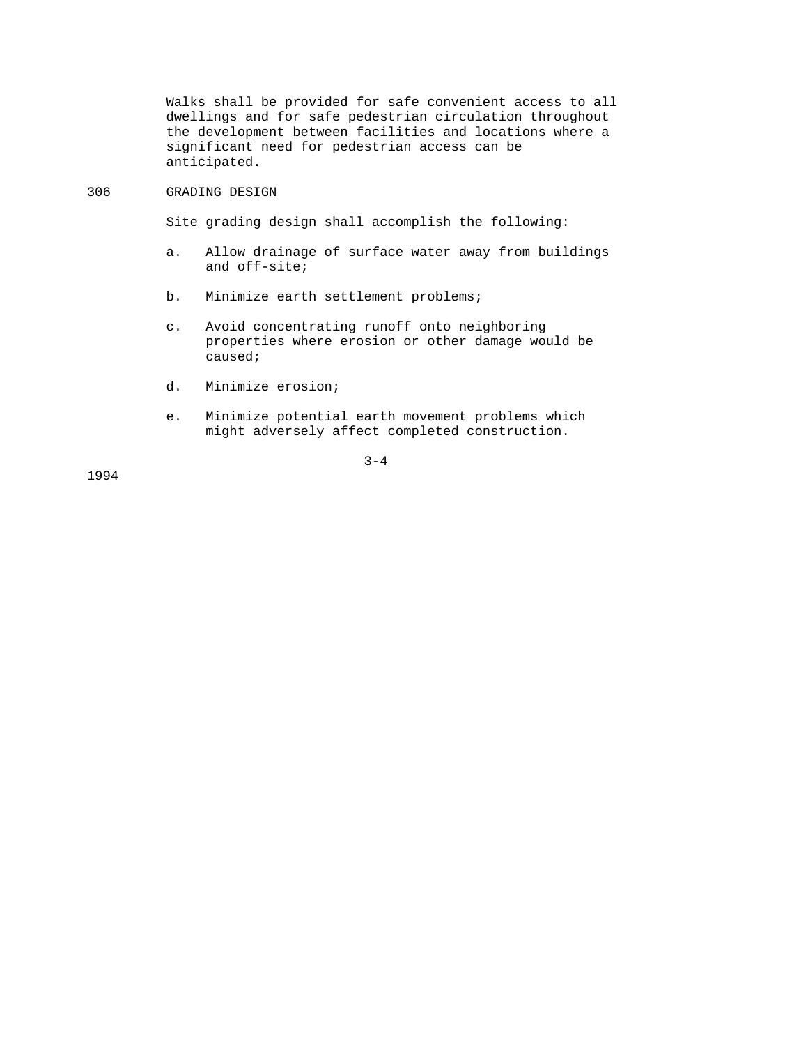Walks shall be provided for safe convenient access to all dwellings and for safe pedestrian circulation throughout the development between facilities and locations where a significant need for pedestrian access can be anticipated.

## 306 GRADING DESIGN

Site grading design shall accomplish the following:

a. Allow drainage of surface water away from buildings and off-site;

b. Minimize earth settlement problems;

c. Avoid concentrating runoff onto neighboring properties where erosion or other damage would be caused;

d. Minimize erosion;

e. Minimize potential earth movement problems which might adversely affect completed construction.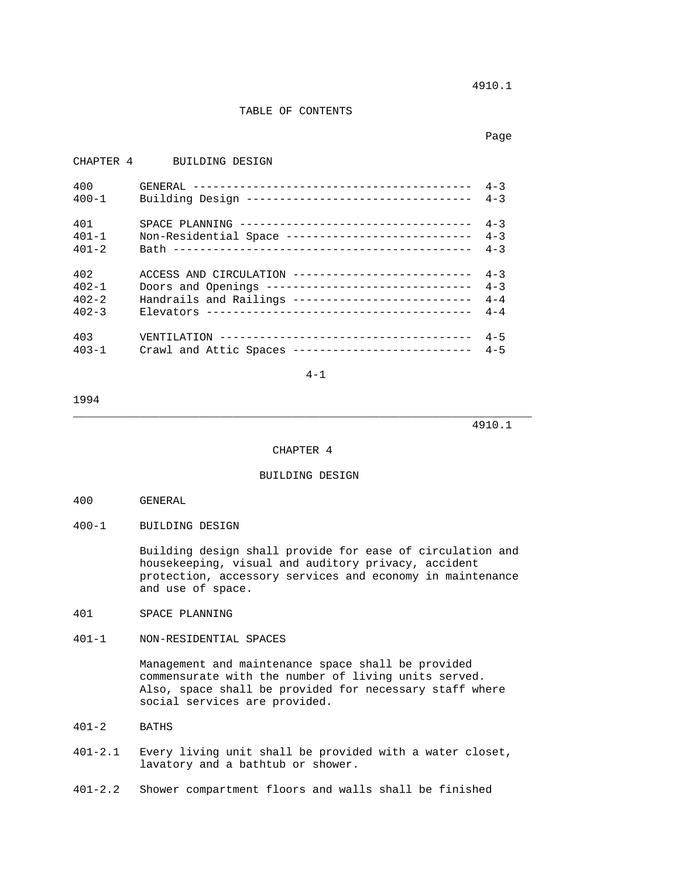## TABLE OF CONTENTS

| | | Page |
|---|---|---|
| CHAPTER 4 | BUILDING DESIGN | |
| 400 | GENERAL | 4-3 |
| 400-1 | Building Design | 4-3 |
| 401 | SPACE PLANNING | 4-3 |
| 401-1 | Non-Residential Space | 4-3 |
| 401-2 | Bath | 4-3 |
| 402 | ACCESS AND CIRCULATION | 4-3 |
| 402-1 | Doors and Openings | 4-3 |
| 402-2 | Handrails and Railings | 4-4 |
| 402-3 | Elevators | 4-4 |
| 403 | VENTILATION | 4-5 |
| 403-1 | Crawl and Attic Spaces | 4-5 |

1994

---

# CHAPTER 4

# BUILDING DESIGN

## 400 GENERAL

### 400-1 BUILDING DESIGN

Building design shall provide for ease of circulation and housekeeping, visual and auditory privacy, accident protection, accessory services and economy in maintenance and use of space.

## 401 SPACE PLANNING

### 401-1 NON-RESIDENTIAL SPACES

Management and maintenance space shall be provided commensurate with the number of living units served. Also, space shall be provided for necessary staff where social services are provided.

### 401-2 BATHS

401-2.1 Every living unit shall be provided with a water closet, lavatory and a bathtub or shower.

401-2.2 Shower compartment floors and walls shall be finished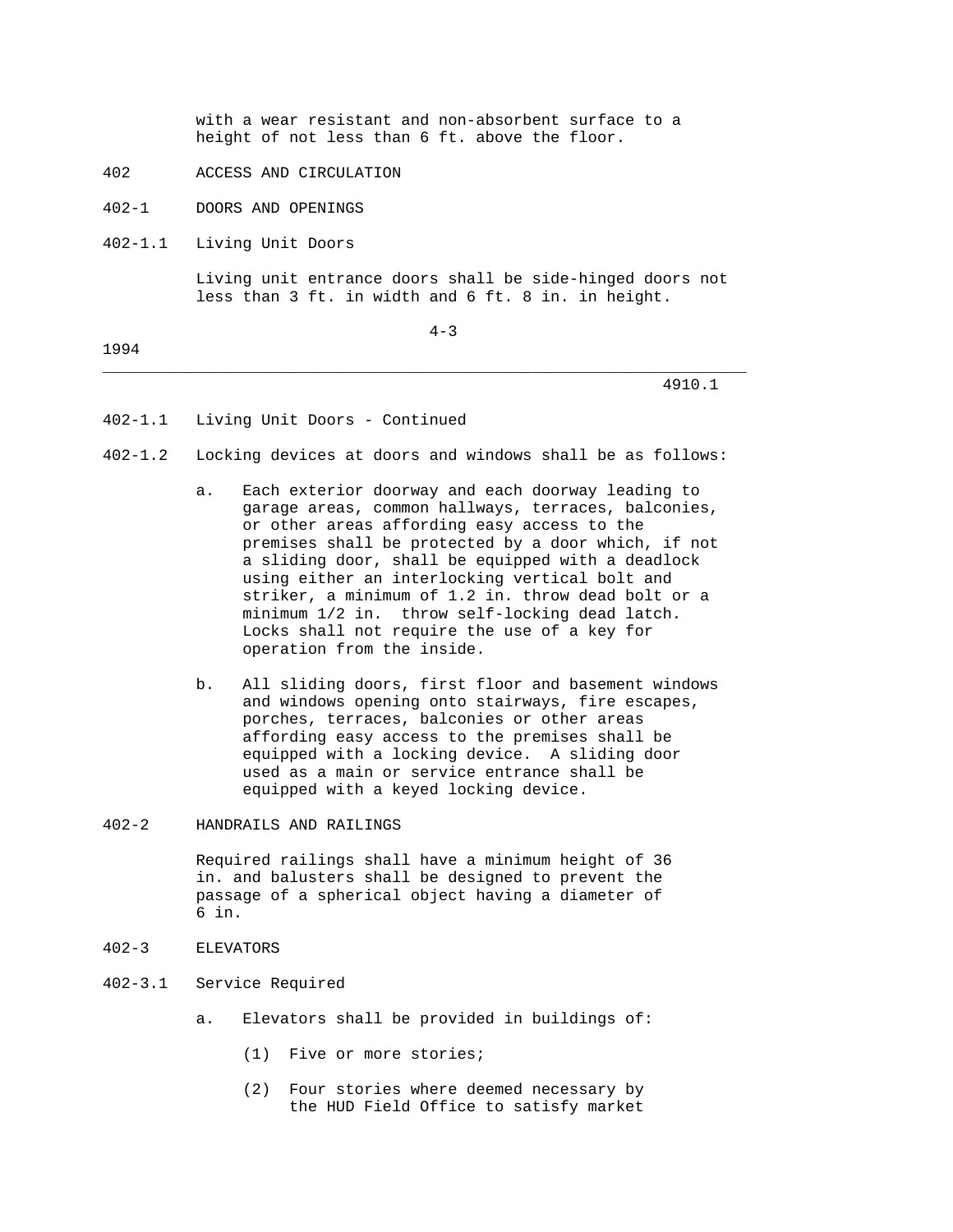with a wear resistant and non-absorbent surface to a height of not less than 6 ft. above the floor.

## 402 ACCESS AND CIRCULATION

### 402-1 DOORS AND OPENINGS

#### 402-1.1 Living Unit Doors

Living unit entrance doors shall be side-hinged doors not less than 3 ft. in width and 6 ft. 8 in. in height.

#### 402-1.1 Living Unit Doors - Continued

#### 402-1.2 Locking devices at doors and windows shall be as follows:

a. Each exterior doorway and each doorway leading to garage areas, common hallways, terraces, balconies, or other areas affording easy access to the premises shall be protected by a door which, if not a sliding door, shall be equipped with a deadlock using either an interlocking vertical bolt and striker, a minimum of 1.2 in. throw dead bolt or a minimum 1/2 in. throw self-locking dead latch. Locks shall not require the use of a key for operation from the inside.

b. All sliding doors, first floor and basement windows and windows opening onto stairways, fire escapes, porches, terraces, balconies or other areas affording easy access to the premises shall be equipped with a locking device. A sliding door used as a main or service entrance shall be equipped with a keyed locking device.

### 402-2 HANDRAILS AND RAILINGS

Required railings shall have a minimum height of 36 in. and balusters shall be designed to prevent the passage of a spherical object having a diameter of 6 in.

### 402-3 ELEVATORS

#### 402-3.1 Service Required

a. Elevators shall be provided in buildings of:

(1) Five or more stories;

(2) Four stories where deemed necessary by the HUD Field Office to satisfy market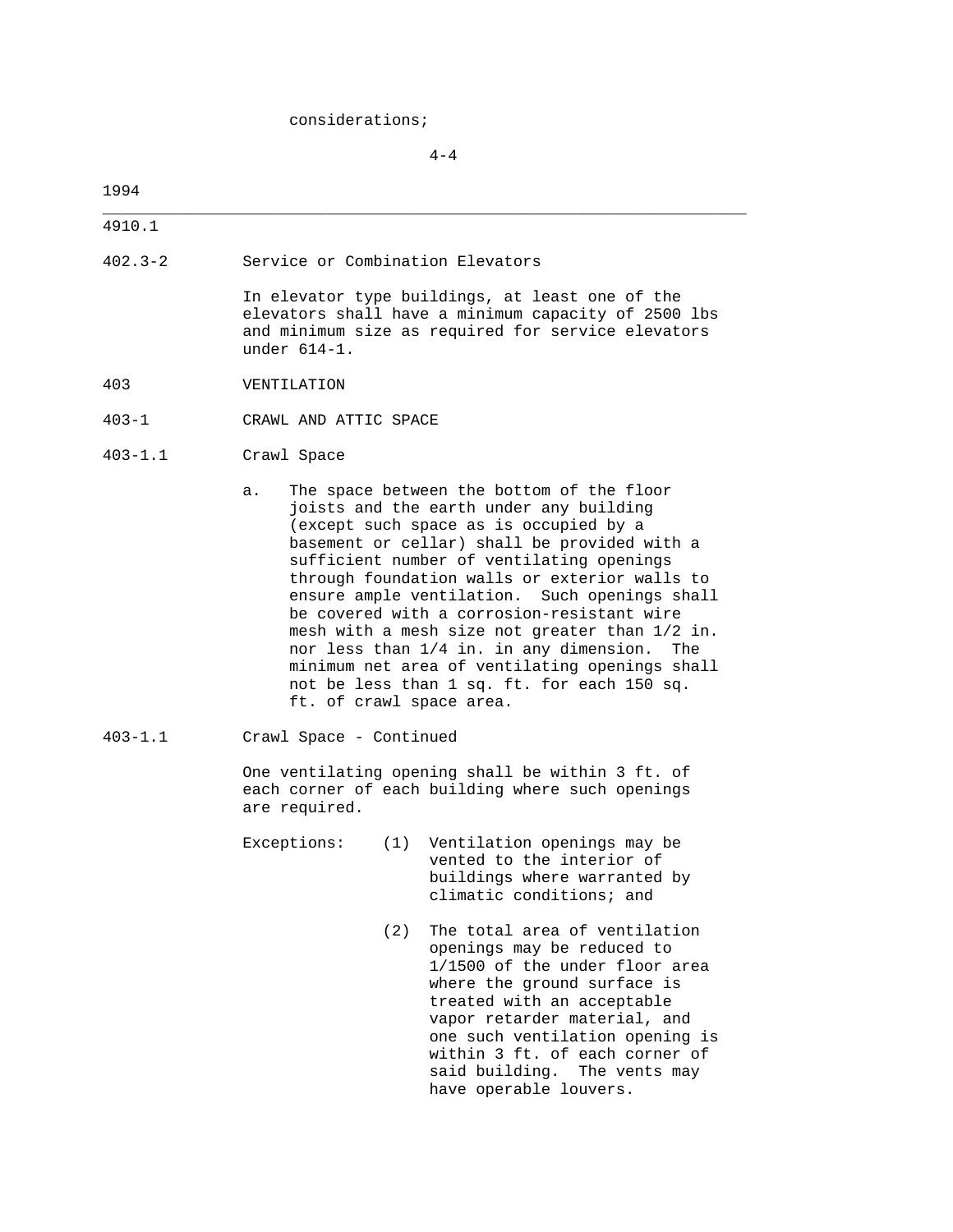considerations;

402.3-2 Service or Combination Elevators

In elevator type buildings, at least one of the elevators shall have a minimum capacity of 2500 lbs and minimum size as required for service elevators under 614-1.

## 403 VENTILATION

### 403-1 CRAWL AND ATTIC SPACE

#### 403-1.1 Crawl Space

a. The space between the bottom of the floor joists and the earth under any building (except such space as is occupied by a basement or cellar) shall be provided with a sufficient number of ventilating openings through foundation walls or exterior walls to ensure ample ventilation. Such openings shall be covered with a corrosion-resistant wire mesh with a mesh size not greater than 1/2 in. nor less than 1/4 in. in any dimension. The minimum net area of ventilating openings shall not be less than 1 sq. ft. for each 150 sq. ft. of crawl space area.

#### 403-1.1 Crawl Space - Continued

One ventilating opening shall be within 3 ft. of each corner of each building where such openings are required.

Exceptions:

(1) Ventilation openings may be vented to the interior of buildings where warranted by climatic conditions; and

(2) The total area of ventilation openings may be reduced to 1/1500 of the under floor area where the ground surface is treated with an acceptable vapor retarder material, and one such ventilation opening is within 3 ft. of each corner of said building. The vents may have operable louvers.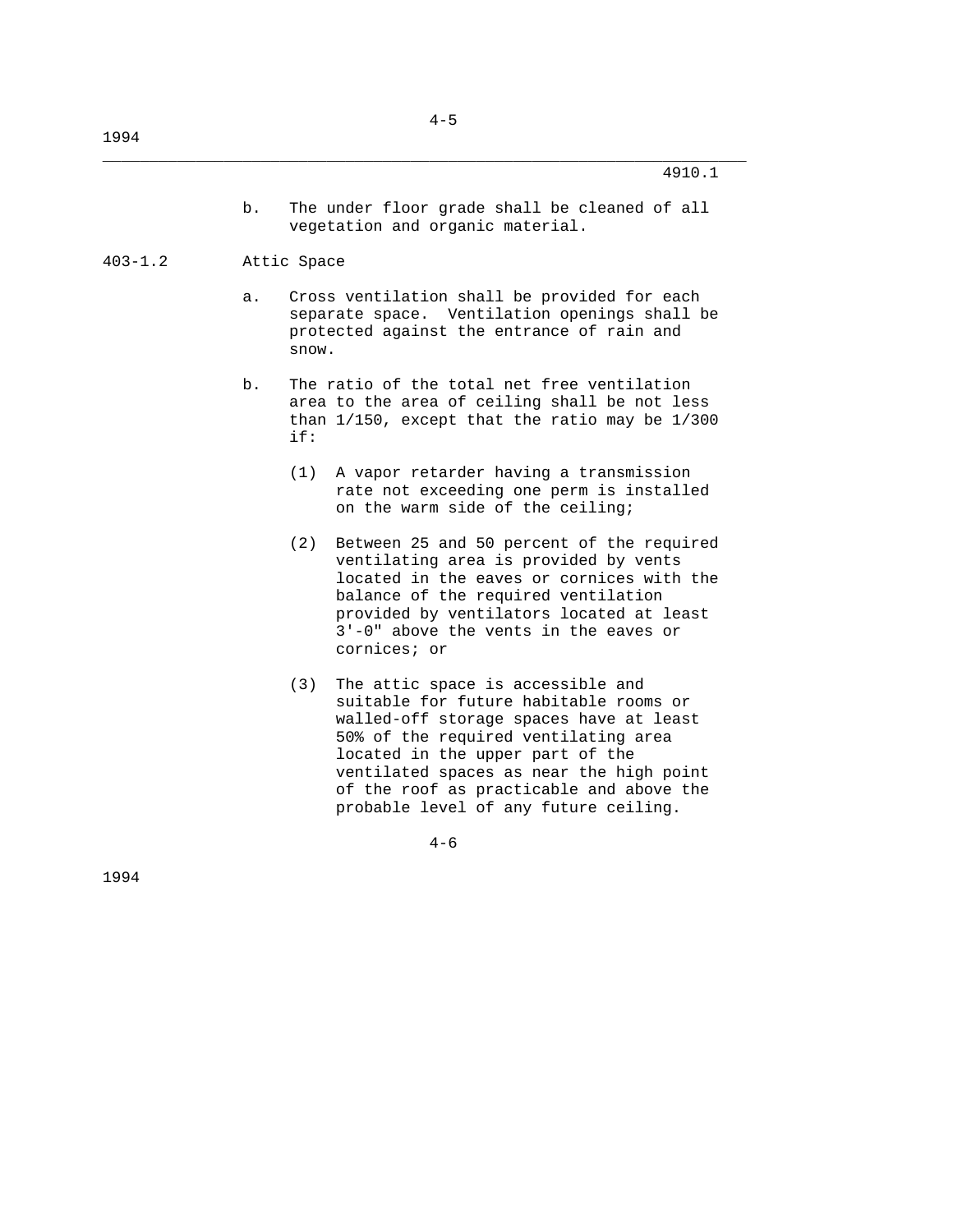b. The under floor grade shall be cleaned of all vegetation and organic material.

403-1.2 Attic Space

a. Cross ventilation shall be provided for each separate space. Ventilation openings shall be protected against the entrance of rain and snow.

b. The ratio of the total net free ventilation area to the area of ceiling shall be not less than 1/150, except that the ratio may be 1/300 if:

(1) A vapor retarder having a transmission rate not exceeding one perm is installed on the warm side of the ceiling;

(2) Between 25 and 50 percent of the required ventilating area is provided by vents located in the eaves or cornices with the balance of the required ventilation provided by ventilators located at least 3'-0" above the vents in the eaves or cornices; or

(3) The attic space is accessible and suitable for future habitable rooms or walled-off storage spaces have at least 50% of the required ventilating area located in the upper part of the ventilated spaces as near the high point of the roof as practicable and above the probable level of any future ceiling.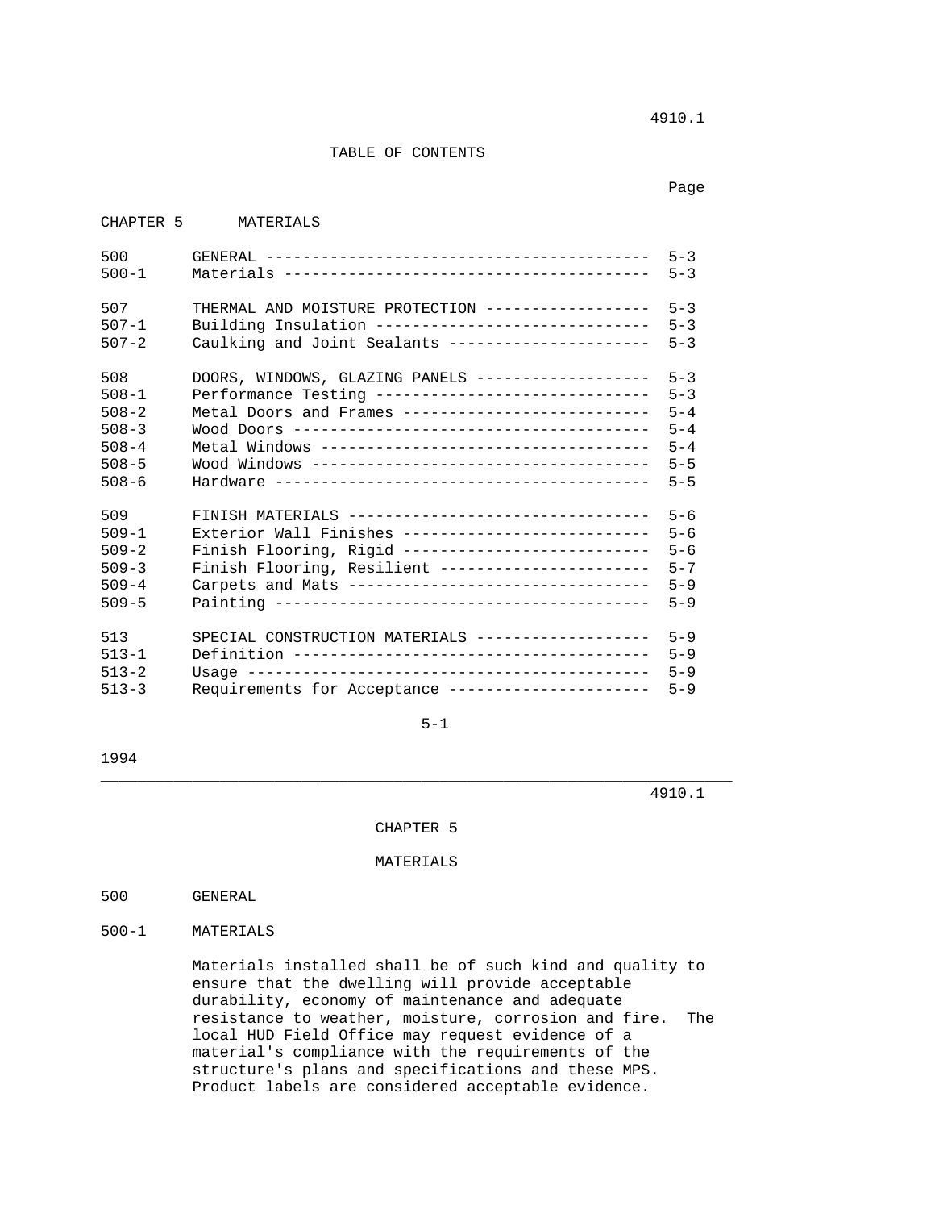# TABLE OF CONTENTS

| | | Page |
|---|---|---|
| CHAPTER 5 | MATERIALS | |
| 500 | GENERAL | 5-3 |
| 500-1 | Materials | 5-3 |
| 507 | THERMAL AND MOISTURE PROTECTION | 5-3 |
| 507-1 | Building Insulation | 5-3 |
| 507-2 | Caulking and Joint Sealants | 5-3 |
| 508 | DOORS, WINDOWS, GLAZING PANELS | 5-3 |
| 508-1 | Performance Testing | 5-3 |
| 508-2 | Metal Doors and Frames | 5-4 |
| 508-3 | Wood Doors | 5-4 |
| 508-4 | Metal Windows | 5-4 |
| 508-5 | Wood Windows | 5-5 |
| 508-6 | Hardware | 5-5 |
| 509 | FINISH MATERIALS | 5-6 |
| 509-1 | Exterior Wall Finishes | 5-6 |
| 509-2 | Finish Flooring, Rigid | 5-6 |
| 509-3 | Finish Flooring, Resilient | 5-7 |
| 509-4 | Carpets and Mats | 5-9 |
| 509-5 | Painting | 5-9 |
| 513 | SPECIAL CONSTRUCTION MATERIALS | 5-9 |
| 513-1 | Definition | 5-9 |
| 513-2 | Usage | 5-9 |
| 513-3 | Requirements for Acceptance | 5-9 |

# CHAPTER 5

## MATERIALS

### 500 GENERAL

#### 500-1 MATERIALS

Materials installed shall be of such kind and quality to ensure that the dwelling will provide acceptable durability, economy of maintenance and adequate resistance to weather, moisture, corrosion and fire. The local HUD Field Office may request evidence of a material's compliance with the requirements of the structure's plans and specifications and these MPS. Product labels are considered acceptable evidence.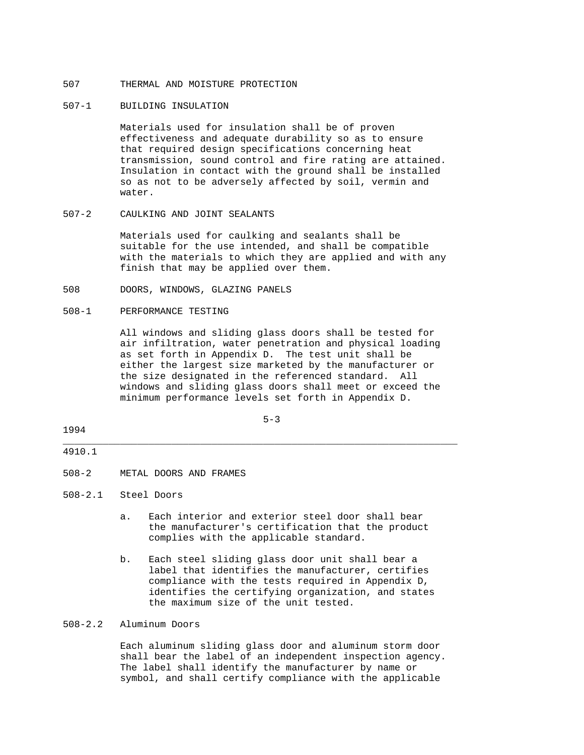## 507 THERMAL AND MOISTURE PROTECTION

### 507-1 BUILDING INSULATION

Materials used for insulation shall be of proven effectiveness and adequate durability so as to ensure that required design specifications concerning heat transmission, sound control and fire rating are attained. Insulation in contact with the ground shall be installed so as not to be adversely affected by soil, vermin and water.

### 507-2 CAULKING AND JOINT SEALANTS

Materials used for caulking and sealants shall be suitable for the use intended, and shall be compatible with the materials to which they are applied and with any finish that may be applied over them.

## 508 DOORS, WINDOWS, GLAZING PANELS

### 508-1 PERFORMANCE TESTING

All windows and sliding glass doors shall be tested for air infiltration, water penetration and physical loading as set forth in Appendix D. The test unit shall be either the largest size marketed by the manufacturer or the size designated in the referenced standard. All windows and sliding glass doors shall meet or exceed the minimum performance levels set forth in Appendix D.

### 508-2 METAL DOORS AND FRAMES

#### 508-2.1 Steel Doors

a. Each interior and exterior steel door shall bear the manufacturer's certification that the product complies with the applicable standard.

b. Each steel sliding glass door unit shall bear a label that identifies the manufacturer, certifies compliance with the tests required in Appendix D, identifies the certifying organization, and states the maximum size of the unit tested.

#### 508-2.2 Aluminum Doors

Each aluminum sliding glass door and aluminum storm door shall bear the label of an independent inspection agency. The label shall identify the manufacturer by name or symbol, and shall certify compliance with the applicable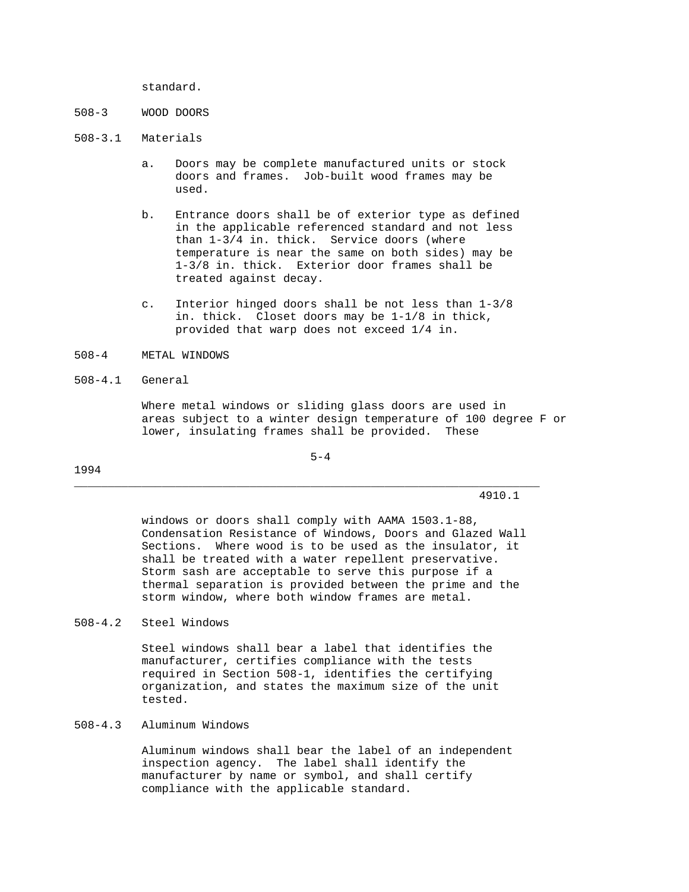standard.

## 508-3 WOOD DOORS

### 508-3.1 Materials

a. Doors may be complete manufactured units or stock doors and frames. Job-built wood frames may be used.

b. Entrance doors shall be of exterior type as defined in the applicable referenced standard and not less than 1-3/4 in. thick. Service doors (where temperature is near the same on both sides) may be 1-3/8 in. thick. Exterior door frames shall be treated against decay.

c. Interior hinged doors shall be not less than 1-3/8 in. thick. Closet doors may be 1-1/8 in thick, provided that warp does not exceed 1/4 in.

## 508-4 METAL WINDOWS

### 508-4.1 General

Where metal windows or sliding glass doors are used in areas subject to a winter design temperature of 100 degree F or lower, insulating frames shall be provided. These windows or doors shall comply with AAMA 1503.1-88, Condensation Resistance of Windows, Doors and Glazed Wall Sections. Where wood is to be used as the insulator, it shall be treated with a water repellent preservative. Storm sash are acceptable to serve this purpose if a thermal separation is provided between the prime and the storm window, where both window frames are metal.

### 508-4.2 Steel Windows

Steel windows shall bear a label that identifies the manufacturer, certifies compliance with the tests required in Section 508-1, identifies the certifying organization, and states the maximum size of the unit tested.

### 508-4.3 Aluminum Windows

Aluminum windows shall bear the label of an independent inspection agency. The label shall identify the manufacturer by name or symbol, and shall certify compliance with the applicable standard.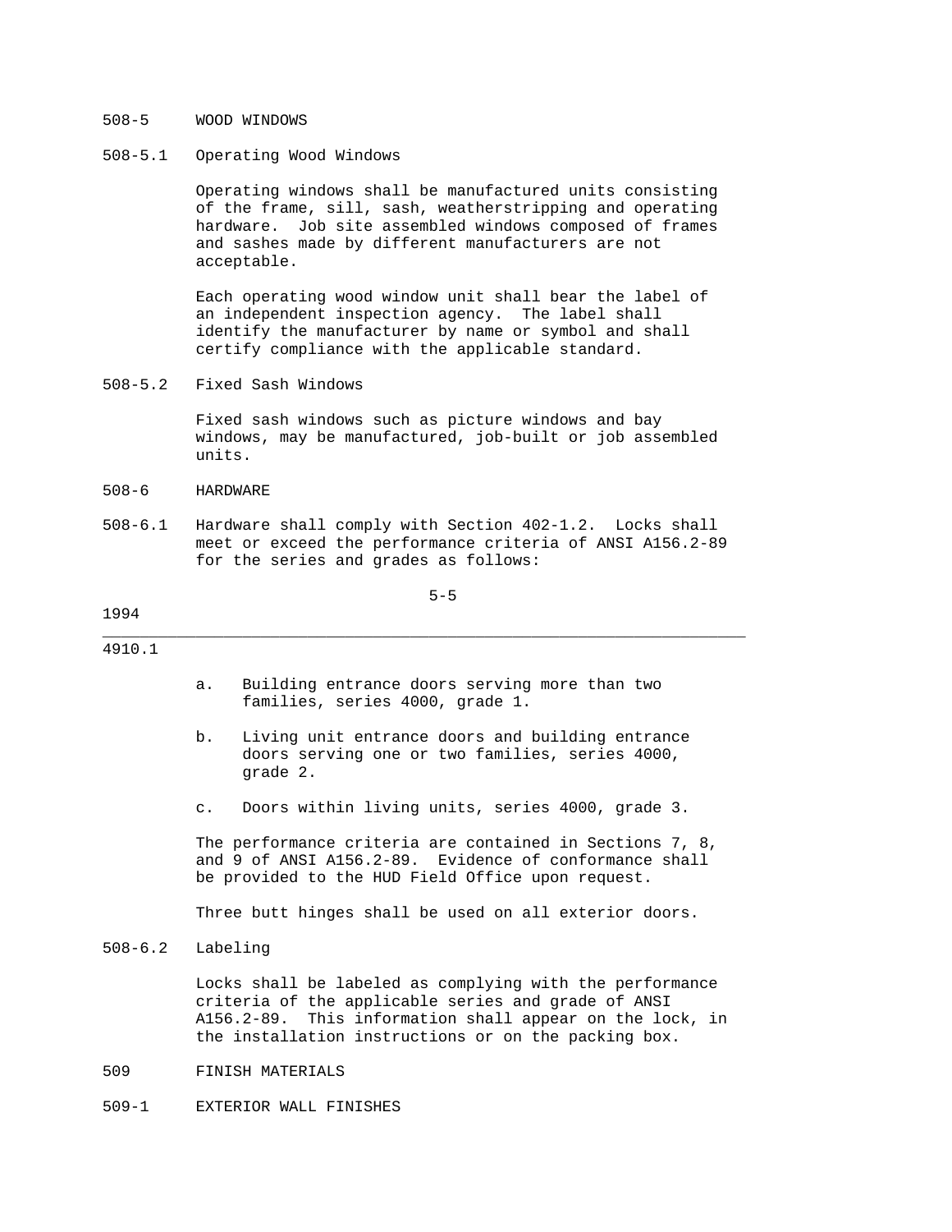508-5 WOOD WINDOWS

508-5.1 Operating Wood Windows

Operating windows shall be manufactured units consisting of the frame, sill, sash, weatherstripping and operating hardware. Job site assembled windows composed of frames and sashes made by different manufacturers are not acceptable.

Each operating wood window unit shall bear the label of an independent inspection agency. The label shall identify the manufacturer by name or symbol and shall certify compliance with the applicable standard.

508-5.2 Fixed Sash Windows

Fixed sash windows such as picture windows and bay windows, may be manufactured, job-built or job assembled units.

508-6 HARDWARE

508-6.1 Hardware shall comply with Section 402-1.2. Locks shall meet or exceed the performance criteria of ANSI A156.2-89 for the series and grades as follows:

a. Building entrance doors serving more than two families, series 4000, grade 1.

b. Living unit entrance doors and building entrance doors serving one or two families, series 4000, grade 2.

c. Doors within living units, series 4000, grade 3.

The performance criteria are contained in Sections 7, 8, and 9 of ANSI A156.2-89. Evidence of conformance shall be provided to the HUD Field Office upon request.

Three butt hinges shall be used on all exterior doors.

508-6.2 Labeling

Locks shall be labeled as complying with the performance criteria of the applicable series and grade of ANSI A156.2-89. This information shall appear on the lock, in the installation instructions or on the packing box.

509 FINISH MATERIALS

509-1 EXTERIOR WALL FINISHES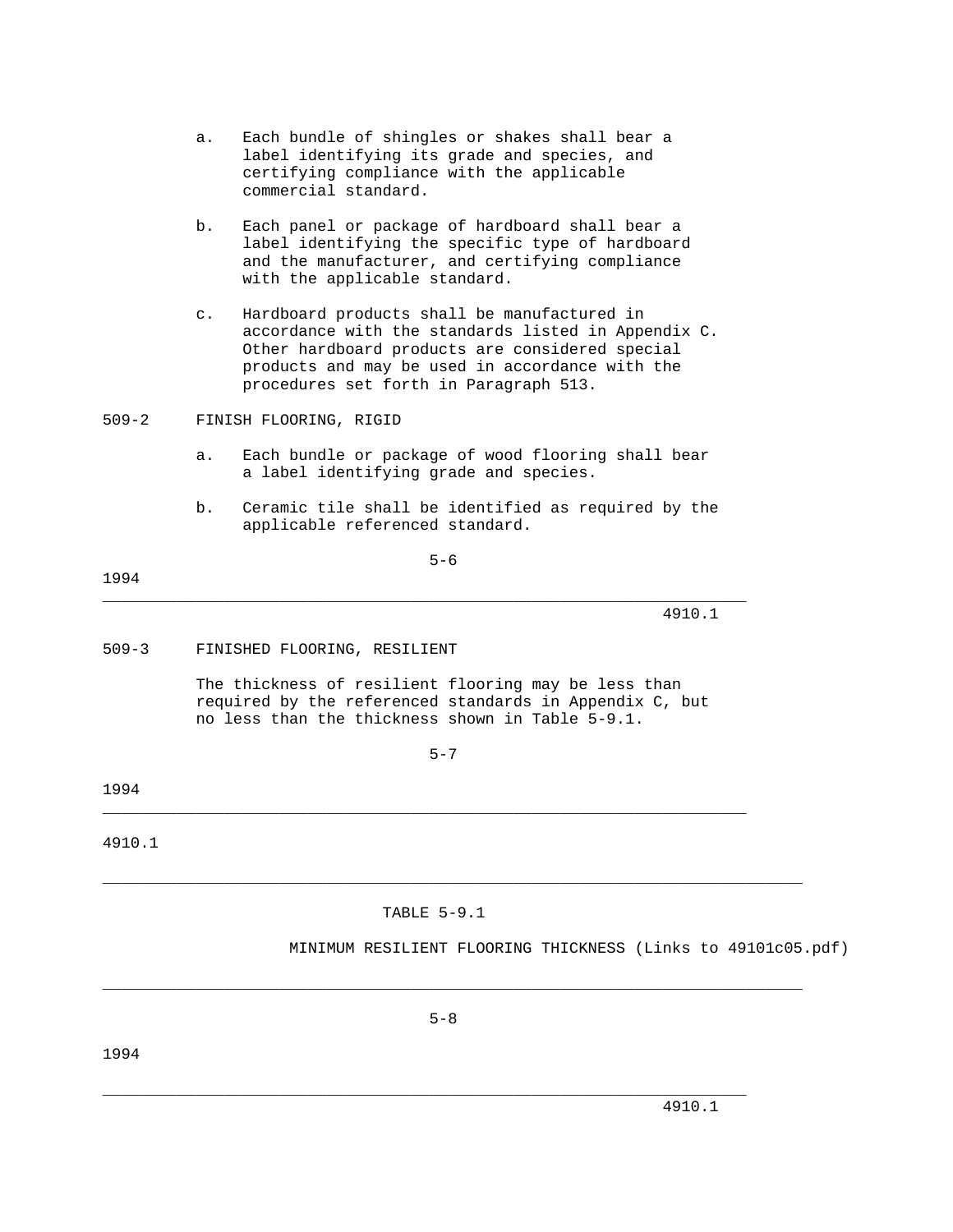a. Each bundle of shingles or shakes shall bear a label identifying its grade and species, and certifying compliance with the applicable commercial standard.

b. Each panel or package of hardboard shall bear a label identifying the specific type of hardboard and the manufacturer, and certifying compliance with the applicable standard.

c. Hardboard products shall be manufactured in accordance with the standards listed in Appendix C. Other hardboard products are considered special products and may be used in accordance with the procedures set forth in Paragraph 513.

509-2 FINISH FLOORING, RIGID

a. Each bundle or package of wood flooring shall bear a label identifying grade and species.

b. Ceramic tile shall be identified as required by the applicable referenced standard.

509-3 FINISHED FLOORING, RESILIENT

The thickness of resilient flooring may be less than required by the referenced standards in Appendix C, but no less than the thickness shown in Table 5-9.1.

TABLE 5-9.1

MINIMUM RESILIENT FLOORING THICKNESS (Links to 49101c05.pdf)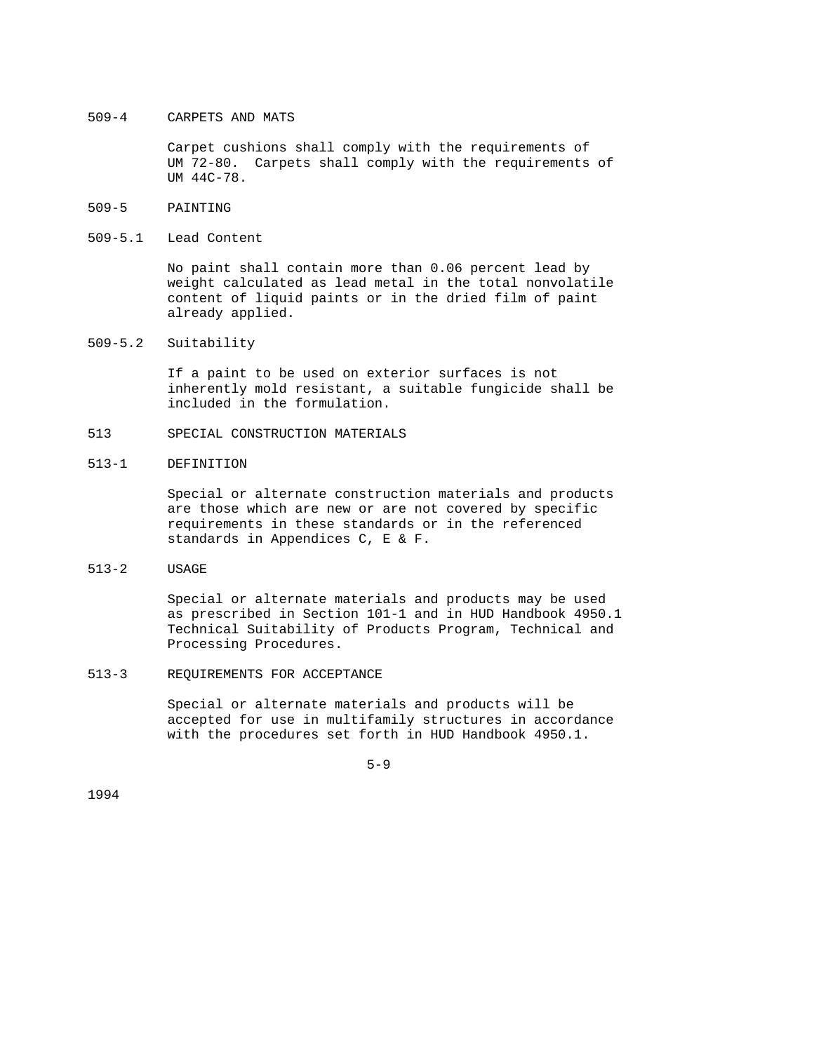### 509-4 CARPETS AND MATS

Carpet cushions shall comply with the requirements of UM 72-80. Carpets shall comply with the requirements of UM 44C-78.

### 509-5 PAINTING

#### 509-5.1 Lead Content

No paint shall contain more than 0.06 percent lead by weight calculated as lead metal in the total nonvolatile content of liquid paints or in the dried film of paint already applied.

#### 509-5.2 Suitability

If a paint to be used on exterior surfaces is not inherently mold resistant, a suitable fungicide shall be included in the formulation.

## 513 SPECIAL CONSTRUCTION MATERIALS

### 513-1 DEFINITION

Special or alternate construction materials and products are those which are new or are not covered by specific requirements in these standards or in the referenced standards in Appendices C, E & F.

### 513-2 USAGE

Special or alternate materials and products may be used as prescribed in Section 101-1 and in HUD Handbook 4950.1 Technical Suitability of Products Program, Technical and Processing Procedures.

### 513-3 REQUIREMENTS FOR ACCEPTANCE

Special or alternate materials and products will be accepted for use in multifamily structures in accordance with the procedures set forth in HUD Handbook 4950.1.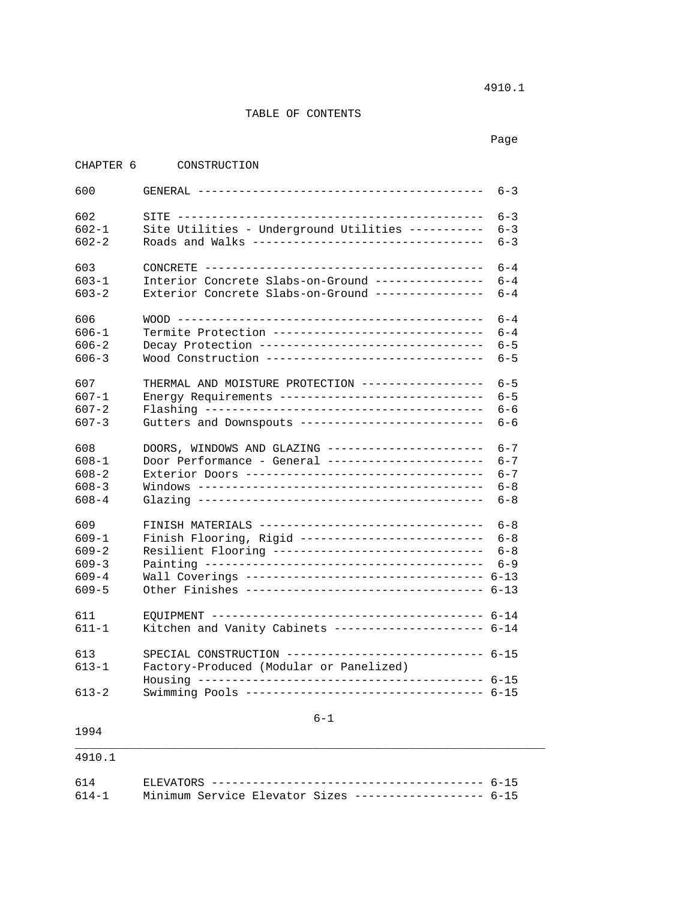# TABLE OF CONTENTS

## CHAPTER 6 CONSTRUCTION

| | | Page |
|---|---|---|
| 600 | GENERAL | 6-3 |
| 602 | SITE | 6-3 |
| 602-1 | Site Utilities - Underground Utilities | 6-3 |
| 602-2 | Roads and Walks | 6-3 |
| 603 | CONCRETE | 6-4 |
| 603-1 | Interior Concrete Slabs-on-Ground | 6-4 |
| 603-2 | Exterior Concrete Slabs-on-Ground | 6-4 |
| 606 | WOOD | 6-4 |
| 606-1 | Termite Protection | 6-4 |
| 606-2 | Decay Protection | 6-5 |
| 606-3 | Wood Construction | 6-5 |
| 607 | THERMAL AND MOISTURE PROTECTION | 6-5 |
| 607-1 | Energy Requirements | 6-5 |
| 607-2 | Flashing | 6-6 |
| 607-3 | Gutters and Downspouts | 6-6 |
| 608 | DOORS, WINDOWS AND GLAZING | 6-7 |
| 608-1 | Door Performance - General | 6-7 |
| 608-2 | Exterior Doors | 6-7 |
| 608-3 | Windows | 6-8 |
| 608-4 | Glazing | 6-8 |
| 609 | FINISH MATERIALS | 6-8 |
| 609-1 | Finish Flooring, Rigid | 6-8 |
| 609-2 | Resilient Flooring | 6-8 |
| 609-3 | Painting | 6-9 |
| 609-4 | Wall Coverings | 6-13 |
| 609-5 | Other Finishes | 6-13 |
| 611 | EQUIPMENT | 6-14 |
| 611-1 | Kitchen and Vanity Cabinets | 6-14 |
| 613 | SPECIAL CONSTRUCTION | 6-15 |
| 613-1 | Factory-Produced (Modular or Panelized) Housing | 6-15 |
| 613-2 | Swimming Pools | 6-15 |
| 614 | ELEVATORS | 6-15 |
| 614-1 | Minimum Service Elevator Sizes | 6-15 |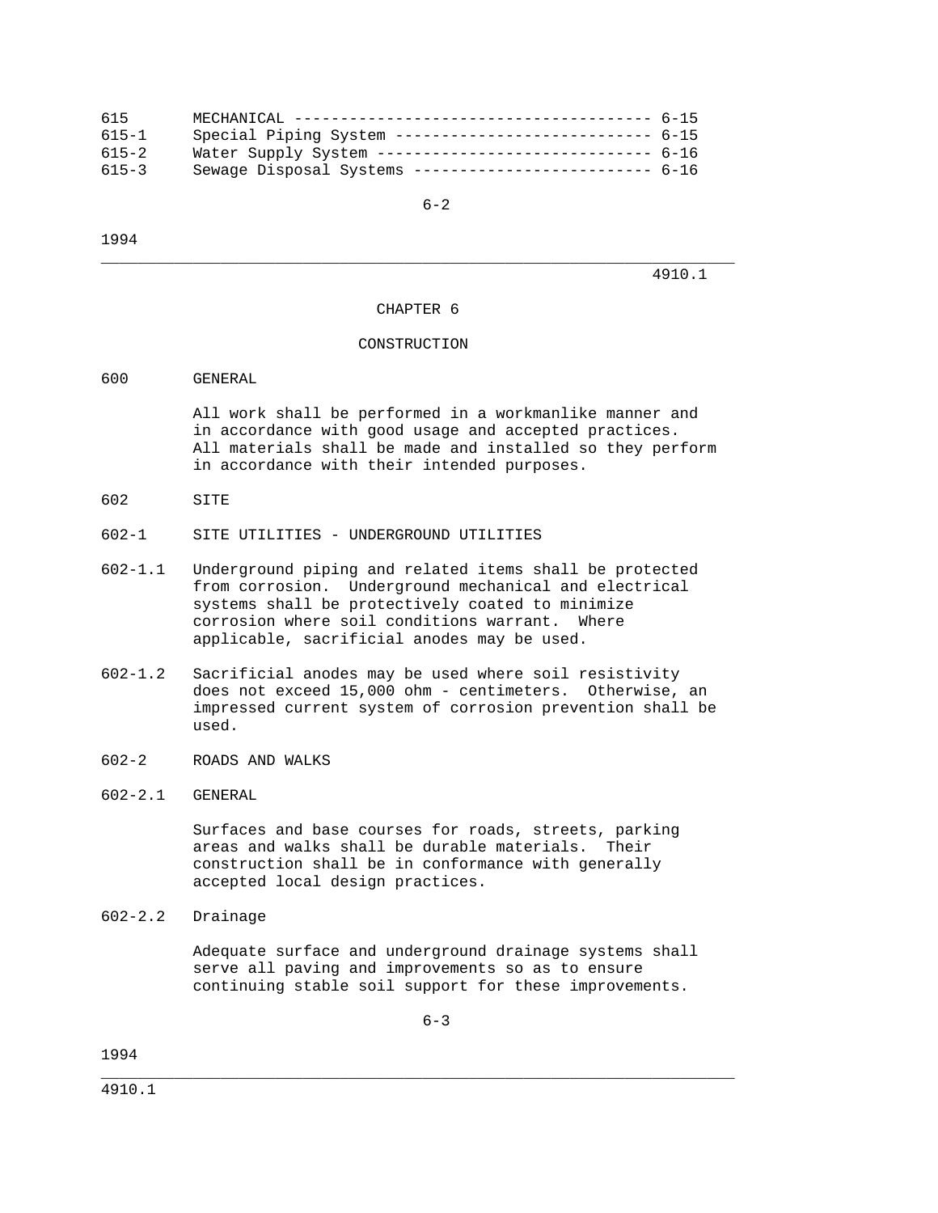| | | |
|---|---|---|
| 615 | MECHANICAL | 6-15 |
| 615-1 | Special Piping System | 6-15 |
| 615-2 | Water Supply System | 6-16 |
| 615-3 | Sewage Disposal Systems | 6-16 |

# CHAPTER 6

# CONSTRUCTION

## 600 GENERAL

All work shall be performed in a workmanlike manner and in accordance with good usage and accepted practices. All materials shall be made and installed so they perform in accordance with their intended purposes.

## 602 SITE

### 602-1 SITE UTILITIES - UNDERGROUND UTILITIES

602-1.1 Underground piping and related items shall be protected from corrosion. Underground mechanical and electrical systems shall be protectively coated to minimize corrosion where soil conditions warrant. Where applicable, sacrificial anodes may be used.

602-1.2 Sacrificial anodes may be used where soil resistivity does not exceed 15,000 ohm - centimeters. Otherwise, an impressed current system of corrosion prevention shall be used.

### 602-2 ROADS AND WALKS

#### 602-2.1 GENERAL

Surfaces and base courses for roads, streets, parking areas and walks shall be durable materials. Their construction shall be in conformance with generally accepted local design practices.

#### 602-2.2 Drainage

Adequate surface and underground drainage systems shall serve all paving and improvements so as to ensure continuing stable soil support for these improvements.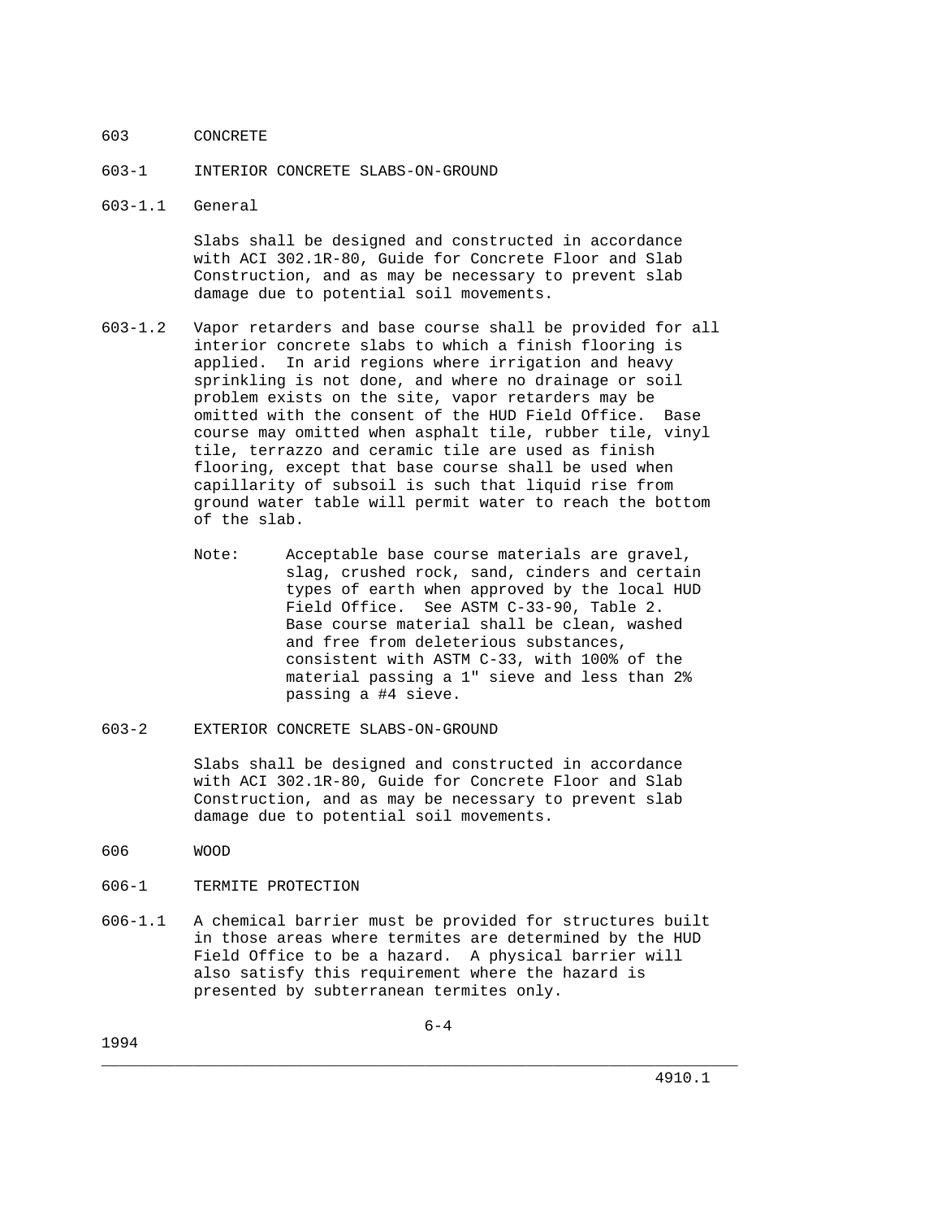## 603 CONCRETE

### 603-1 INTERIOR CONCRETE SLABS-ON-GROUND

#### 603-1.1 General

Slabs shall be designed and constructed in accordance with ACI 302.1R-80, Guide for Concrete Floor and Slab Construction, and as may be necessary to prevent slab damage due to potential soil movements.

603-1.2 Vapor retarders and base course shall be provided for all interior concrete slabs to which a finish flooring is applied. In arid regions where irrigation and heavy sprinkling is not done, and where no drainage or soil problem exists on the site, vapor retarders may be omitted with the consent of the HUD Field Office. Base course may omitted when asphalt tile, rubber tile, vinyl tile, terrazzo and ceramic tile are used as finish flooring, except that base course shall be used when capillarity of subsoil is such that liquid rise from ground water table will permit water to reach the bottom of the slab.

Note: Acceptable base course materials are gravel, slag, crushed rock, sand, cinders and certain types of earth when approved by the local HUD Field Office. See ASTM C-33-90, Table 2. Base course material shall be clean, washed and free from deleterious substances, consistent with ASTM C-33, with 100% of the material passing a 1" sieve and less than 2% passing a #4 sieve.

### 603-2 EXTERIOR CONCRETE SLABS-ON-GROUND

Slabs shall be designed and constructed in accordance with ACI 302.1R-80, Guide for Concrete Floor and Slab Construction, and as may be necessary to prevent slab damage due to potential soil movements.

## 606 WOOD

### 606-1 TERMITE PROTECTION

606-1.1 A chemical barrier must be provided for structures built in those areas where termites are determined by the HUD Field Office to be a hazard. A physical barrier will also satisfy this requirement where the hazard is presented by subterranean termites only.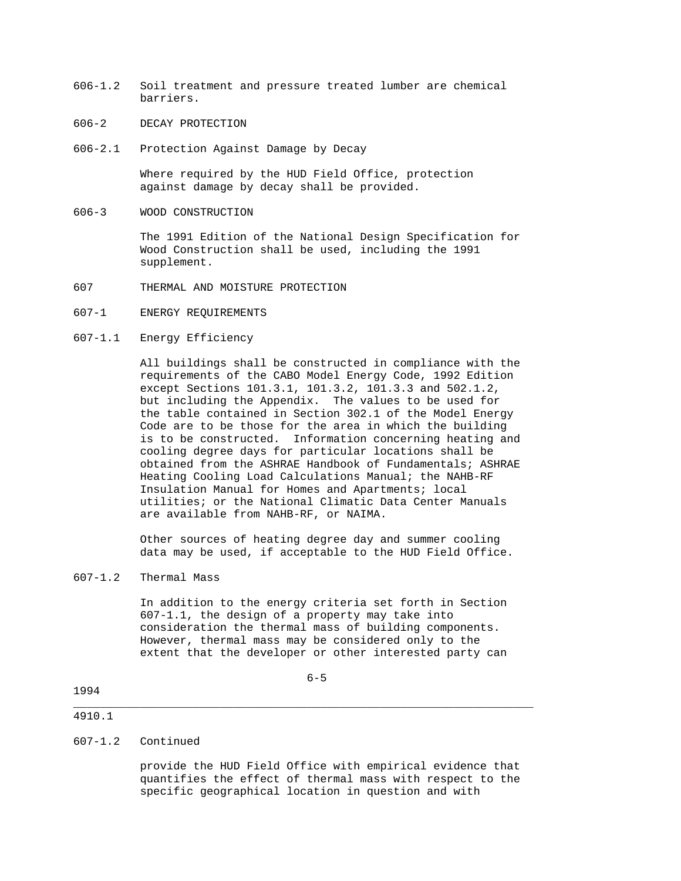606-1.2 Soil treatment and pressure treated lumber are chemical barriers.

606-2 DECAY PROTECTION

606-2.1 Protection Against Damage by Decay

Where required by the HUD Field Office, protection against damage by decay shall be provided.

606-3 WOOD CONSTRUCTION

The 1991 Edition of the National Design Specification for Wood Construction shall be used, including the 1991 supplement.

607 THERMAL AND MOISTURE PROTECTION

607-1 ENERGY REQUIREMENTS

607-1.1 Energy Efficiency

All buildings shall be constructed in compliance with the requirements of the CABO Model Energy Code, 1992 Edition except Sections 101.3.1, 101.3.2, 101.3.3 and 502.1.2, but including the Appendix. The values to be used for the table contained in Section 302.1 of the Model Energy Code are to be those for the area in which the building is to be constructed. Information concerning heating and cooling degree days for particular locations shall be obtained from the ASHRAE Handbook of Fundamentals; ASHRAE Heating Cooling Load Calculations Manual; the NAHB-RF Insulation Manual for Homes and Apartments; local utilities; or the National Climatic Data Center Manuals are available from NAHB-RF, or NAIMA.

Other sources of heating degree day and summer cooling data may be used, if acceptable to the HUD Field Office.

607-1.2 Thermal Mass

In addition to the energy criteria set forth in Section 607-1.1, the design of a property may take into consideration the thermal mass of building components. However, thermal mass may be considered only to the extent that the developer or other interested party can

607-1.2 Continued

provide the HUD Field Office with empirical evidence that quantifies the effect of thermal mass with respect to the specific geographical location in question and with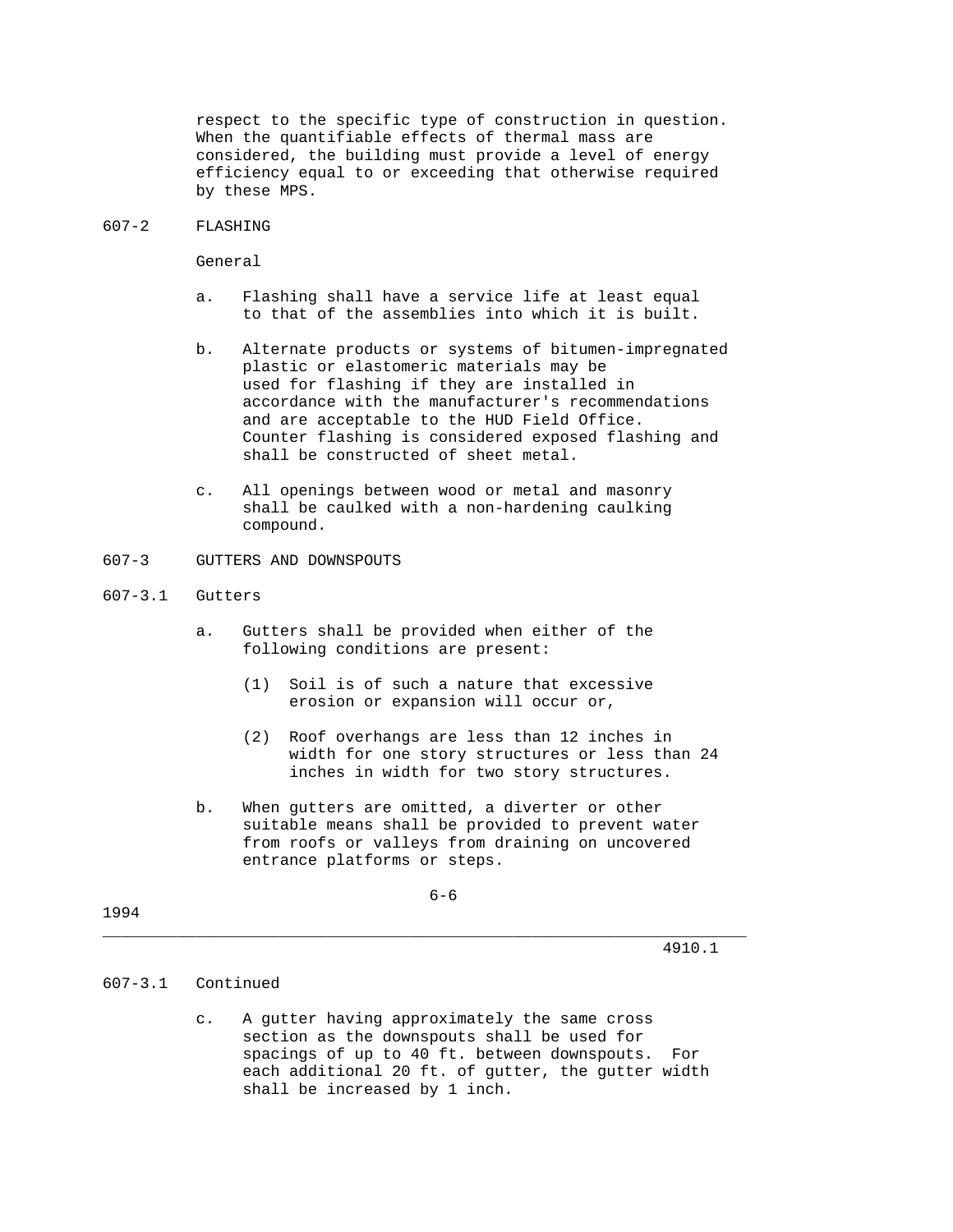respect to the specific type of construction in question. When the quantifiable effects of thermal mass are considered, the building must provide a level of energy efficiency equal to or exceeding that otherwise required by these MPS.

## 607-2 FLASHING

General

a. Flashing shall have a service life at least equal to that of the assemblies into which it is built.

b. Alternate products or systems of bitumen-impregnated plastic or elastomeric materials may be used for flashing if they are installed in accordance with the manufacturer's recommendations and are acceptable to the HUD Field Office. Counter flashing is considered exposed flashing and shall be constructed of sheet metal.

c. All openings between wood or metal and masonry shall be caulked with a non-hardening caulking compound.

## 607-3 GUTTERS AND DOWNSPOUTS

### 607-3.1 Gutters

a. Gutters shall be provided when either of the following conditions are present:

   (1) Soil is of such a nature that excessive erosion or expansion will occur or,

   (2) Roof overhangs are less than 12 inches in width for one story structures or less than 24 inches in width for two story structures.

b. When gutters are omitted, a diverter or other suitable means shall be provided to prevent water from roofs or valleys from draining on uncovered entrance platforms or steps.

### 607-3.1 Continued

c. A gutter having approximately the same cross section as the downspouts shall be used for spacings of up to 40 ft. between downspouts. For each additional 20 ft. of gutter, the gutter width shall be increased by 1 inch.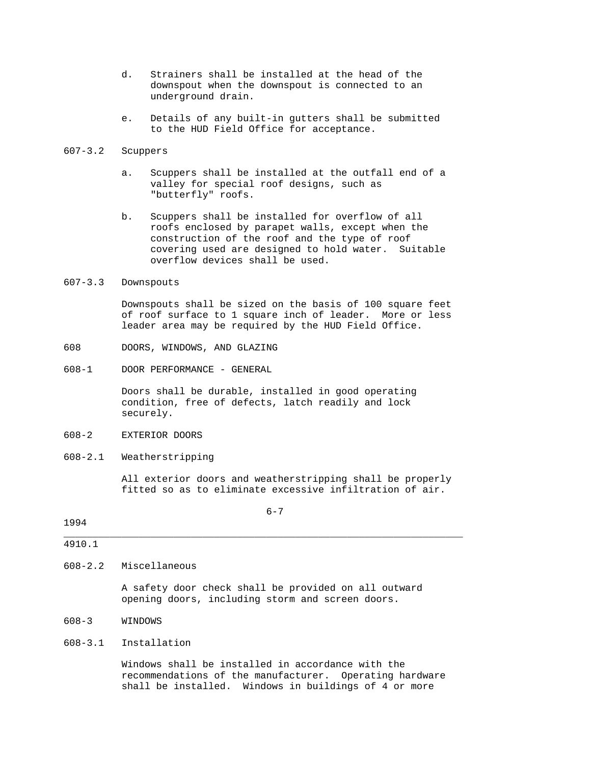d. Strainers shall be installed at the head of the downspout when the downspout is connected to an underground drain.

e. Details of any built-in gutters shall be submitted to the HUD Field Office for acceptance.

#### 607-3.2 Scuppers

a. Scuppers shall be installed at the outfall end of a valley for special roof designs, such as "butterfly" roofs.

b. Scuppers shall be installed for overflow of all roofs enclosed by parapet walls, except when the construction of the roof and the type of roof covering used are designed to hold water. Suitable overflow devices shall be used.

#### 607-3.3 Downspouts

Downspouts shall be sized on the basis of 100 square feet of roof surface to 1 square inch of leader. More or less leader area may be required by the HUD Field Office.

## 608 DOORS, WINDOWS, AND GLAZING

### 608-1 DOOR PERFORMANCE - GENERAL

Doors shall be durable, installed in good operating condition, free of defects, latch readily and lock securely.

### 608-2 EXTERIOR DOORS

#### 608-2.1 Weatherstripping

All exterior doors and weatherstripping shall be properly fitted so as to eliminate excessive infiltration of air.

#### 608-2.2 Miscellaneous

A safety door check shall be provided on all outward opening doors, including storm and screen doors.

### 608-3 WINDOWS

#### 608-3.1 Installation

Windows shall be installed in accordance with the recommendations of the manufacturer. Operating hardware shall be installed. Windows in buildings of 4 or more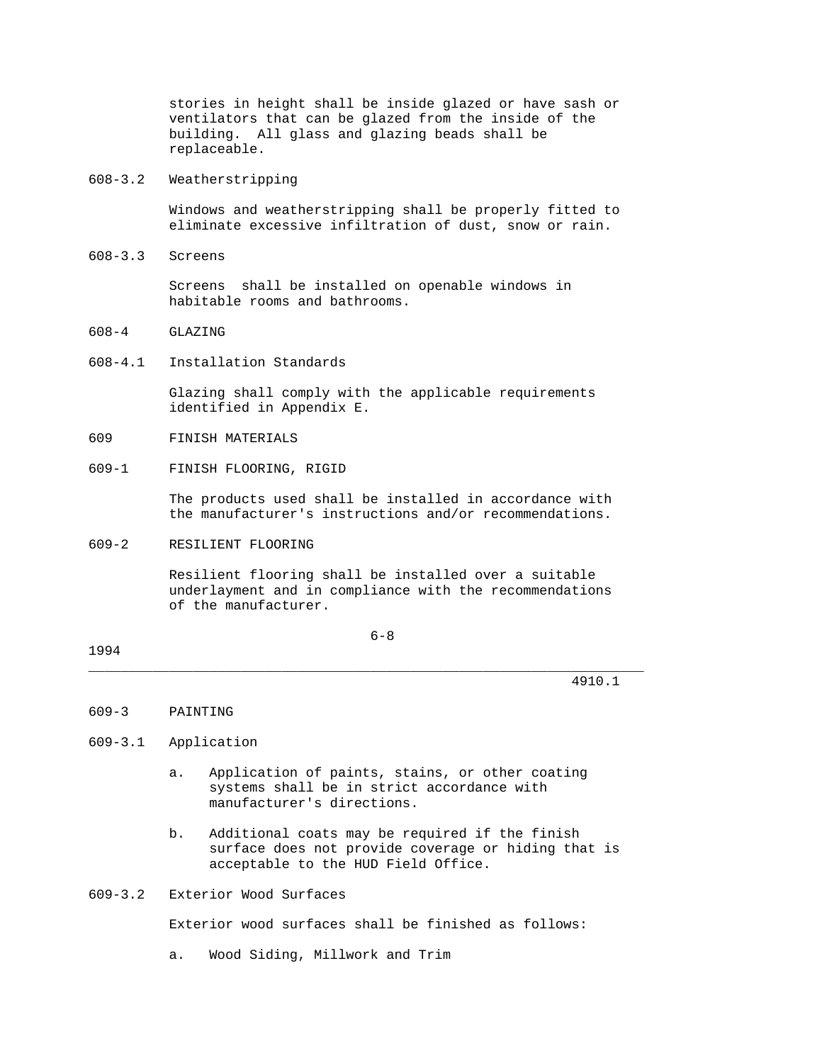stories in height shall be inside glazed or have sash or ventilators that can be glazed from the inside of the building. All glass and glazing beads shall be replaceable.

608-3.2 Weatherstripping

Windows and weatherstripping shall be properly fitted to eliminate excessive infiltration of dust, snow or rain.

608-3.3 Screens

Screens shall be installed on openable windows in habitable rooms and bathrooms.

608-4 GLAZING

608-4.1 Installation Standards

Glazing shall comply with the applicable requirements identified in Appendix E.

609 FINISH MATERIALS

609-1 FINISH FLOORING, RIGID

The products used shall be installed in accordance with the manufacturer's instructions and/or recommendations.

609-2 RESILIENT FLOORING

Resilient flooring shall be installed over a suitable underlayment and in compliance with the recommendations of the manufacturer.

609-3 PAINTING

609-3.1 Application

a. Application of paints, stains, or other coating systems shall be in strict accordance with manufacturer's directions.

b. Additional coats may be required if the finish surface does not provide coverage or hiding that is acceptable to the HUD Field Office.

609-3.2 Exterior Wood Surfaces

Exterior wood surfaces shall be finished as follows:

a. Wood Siding, Millwork and Trim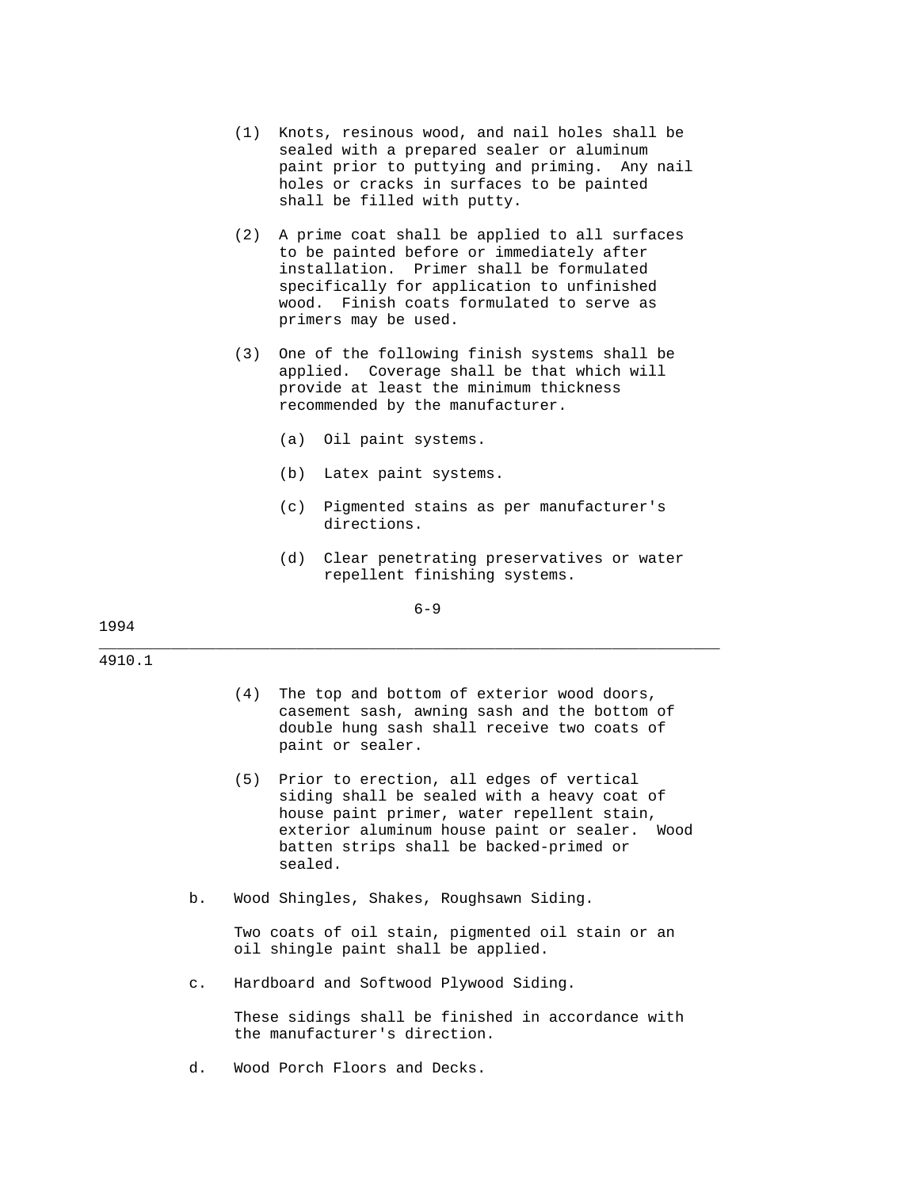(1) Knots, resinous wood, and nail holes shall be sealed with a prepared sealer or aluminum paint prior to puttying and priming. Any nail holes or cracks in surfaces to be painted shall be filled with putty.

(2) A prime coat shall be applied to all surfaces to be painted before or immediately after installation. Primer shall be formulated specifically for application to unfinished wood. Finish coats formulated to serve as primers may be used.

(3) One of the following finish systems shall be applied. Coverage shall be that which will provide at least the minimum thickness recommended by the manufacturer.

(a) Oil paint systems.

(b) Latex paint systems.

(c) Pigmented stains as per manufacturer's directions.

(d) Clear penetrating preservatives or water repellent finishing systems.

(4) The top and bottom of exterior wood doors, casement sash, awning sash and the bottom of double hung sash shall receive two coats of paint or sealer.

(5) Prior to erection, all edges of vertical siding shall be sealed with a heavy coat of house paint primer, water repellent stain, exterior aluminum house paint or sealer. Wood batten strips shall be backed-primed or sealed.

b. Wood Shingles, Shakes, Roughsawn Siding.

Two coats of oil stain, pigmented oil stain or an oil shingle paint shall be applied.

c. Hardboard and Softwood Plywood Siding.

These sidings shall be finished in accordance with the manufacturer's direction.

d. Wood Porch Floors and Decks.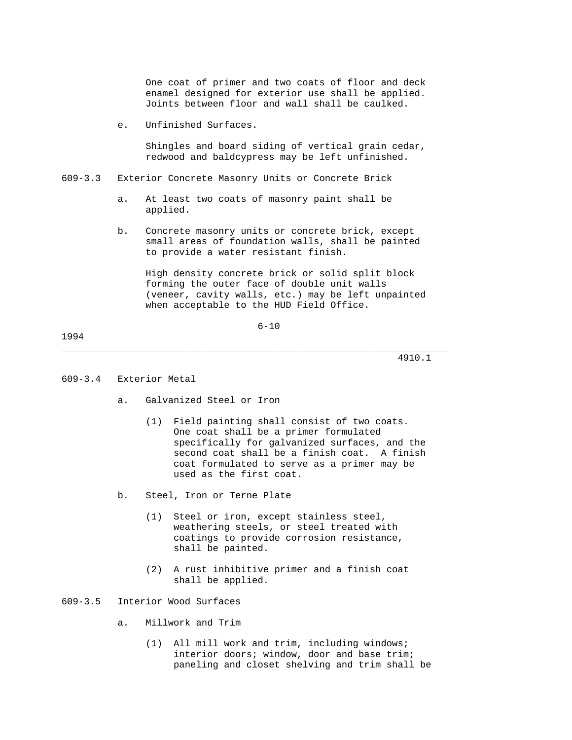One coat of primer and two coats of floor and deck enamel designed for exterior use shall be applied. Joints between floor and wall shall be caulked.

e. Unfinished Surfaces.

Shingles and board siding of vertical grain cedar, redwood and baldcypress may be left unfinished.

## 609-3.3 Exterior Concrete Masonry Units or Concrete Brick

a. At least two coats of masonry paint shall be applied.

b. Concrete masonry units or concrete brick, except small areas of foundation walls, shall be painted to provide a water resistant finish.

High density concrete brick or solid split block forming the outer face of double unit walls (veneer, cavity walls, etc.) may be left unpainted when acceptable to the HUD Field Office.

## 609-3.4 Exterior Metal

a. Galvanized Steel or Iron

(1) Field painting shall consist of two coats. One coat shall be a primer formulated specifically for galvanized surfaces, and the second coat shall be a finish coat. A finish coat formulated to serve as a primer may be used as the first coat.

b. Steel, Iron or Terne Plate

(1) Steel or iron, except stainless steel, weathering steels, or steel treated with coatings to provide corrosion resistance, shall be painted.

(2) A rust inhibitive primer and a finish coat shall be applied.

## 609-3.5 Interior Wood Surfaces

a. Millwork and Trim

(1) All mill work and trim, including windows; interior doors; window, door and base trim; paneling and closet shelving and trim shall be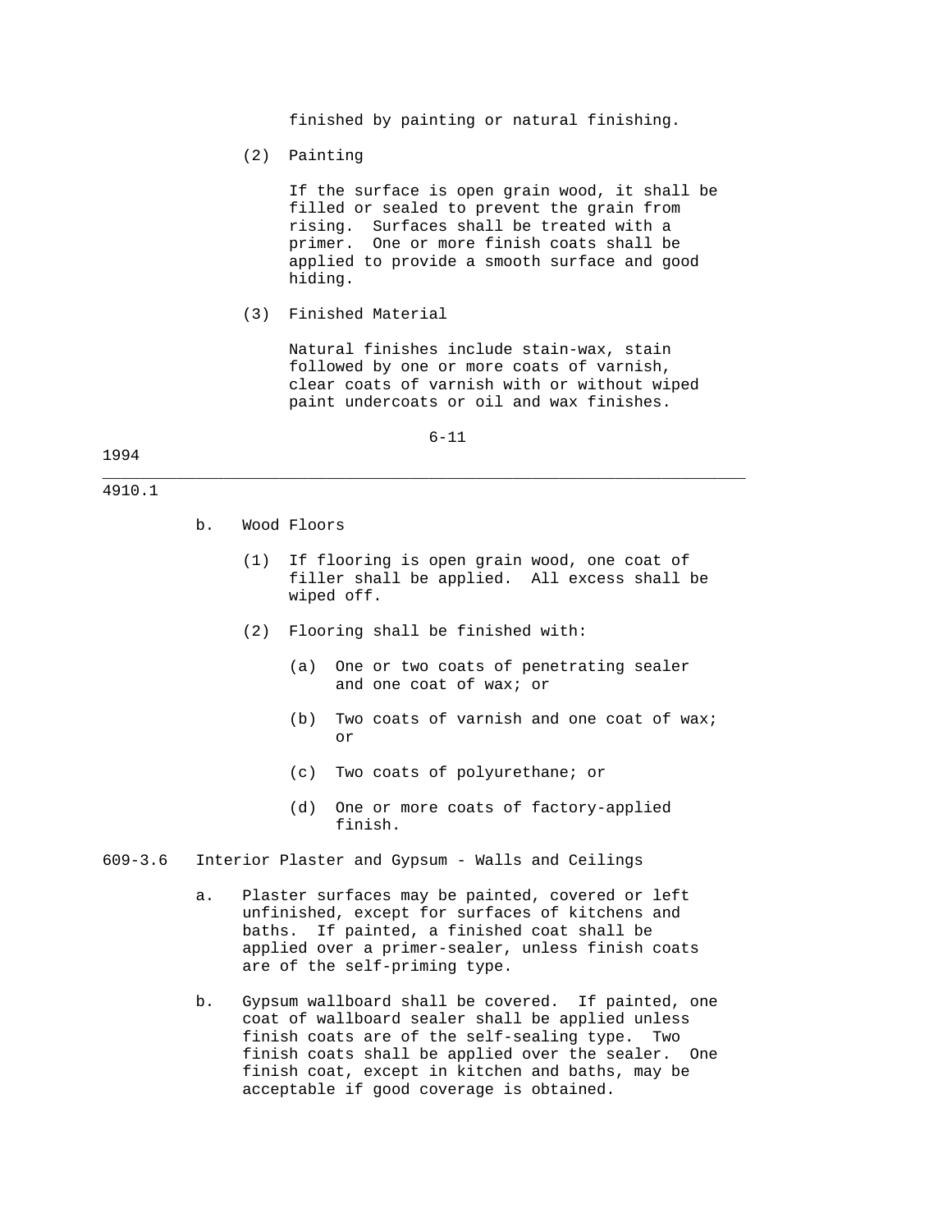finished by painting or natural finishing.

(2) Painting

If the surface is open grain wood, it shall be filled or sealed to prevent the grain from rising. Surfaces shall be treated with a primer. One or more finish coats shall be applied to provide a smooth surface and good hiding.

(3) Finished Material

Natural finishes include stain-wax, stain followed by one or more coats of varnish, clear coats of varnish with or without wiped paint undercoats or oil and wax finishes.

b. Wood Floors

(1) If flooring is open grain wood, one coat of filler shall be applied. All excess shall be wiped off.

(2) Flooring shall be finished with:

(a) One or two coats of penetrating sealer and one coat of wax; or

(b) Two coats of varnish and one coat of wax; or

(c) Two coats of polyurethane; or

(d) One or more coats of factory-applied finish.

609-3.6 Interior Plaster and Gypsum - Walls and Ceilings

a. Plaster surfaces may be painted, covered or left unfinished, except for surfaces of kitchens and baths. If painted, a finished coat shall be applied over a primer-sealer, unless finish coats are of the self-priming type.

b. Gypsum wallboard shall be covered. If painted, one coat of wallboard sealer shall be applied unless finish coats are of the self-sealing type. Two finish coats shall be applied over the sealer. One finish coat, except in kitchen and baths, may be acceptable if good coverage is obtained.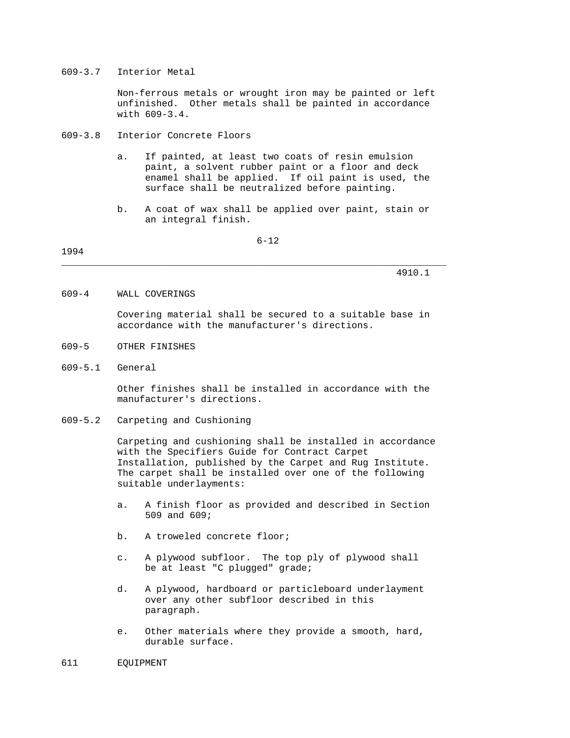609-3.7 Interior Metal

Non-ferrous metals or wrought iron may be painted or left unfinished. Other metals shall be painted in accordance with 609-3.4.

609-3.8 Interior Concrete Floors

a. If painted, at least two coats of resin emulsion paint, a solvent rubber paint or a floor and deck enamel shall be applied. If oil paint is used, the surface shall be neutralized before painting.

b. A coat of wax shall be applied over paint, stain or an integral finish.

609-4 WALL COVERINGS

Covering material shall be secured to a suitable base in accordance with the manufacturer's directions.

609-5 OTHER FINISHES

609-5.1 General

Other finishes shall be installed in accordance with the manufacturer's directions.

609-5.2 Carpeting and Cushioning

Carpeting and cushioning shall be installed in accordance with the Specifiers Guide for Contract Carpet Installation, published by the Carpet and Rug Institute. The carpet shall be installed over one of the following suitable underlayments:

a. A finish floor as provided and described in Section 509 and 609;

b. A troweled concrete floor;

c. A plywood subfloor. The top ply of plywood shall be at least "C plugged" grade;

d. A plywood, hardboard or particleboard underlayment over any other subfloor described in this paragraph.

e. Other materials where they provide a smooth, hard, durable surface.

611 EQUIPMENT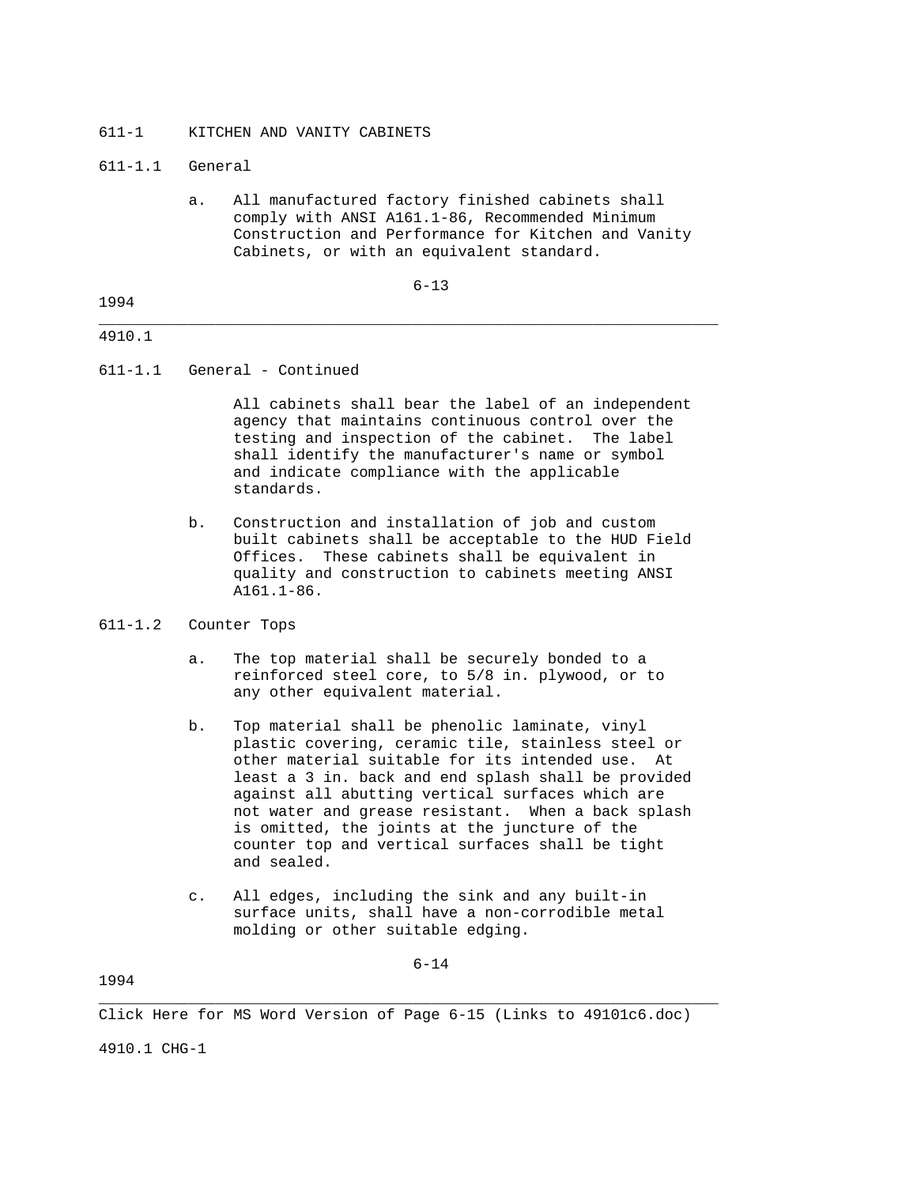## 611-1 KITCHEN AND VANITY CABINETS

### 611-1.1 General

a. All manufactured factory finished cabinets shall comply with ANSI A161.1-86, Recommended Minimum Construction and Performance for Kitchen and Vanity Cabinets, or with an equivalent standard.

### 611-1.1 General - Continued

All cabinets shall bear the label of an independent agency that maintains continuous control over the testing and inspection of the cabinet. The label shall identify the manufacturer's name or symbol and indicate compliance with the applicable standards.

b. Construction and installation of job and custom built cabinets shall be acceptable to the HUD Field Offices. These cabinets shall be equivalent in quality and construction to cabinets meeting ANSI A161.1-86.

### 611-1.2 Counter Tops

a. The top material shall be securely bonded to a reinforced steel core, to 5/8 in. plywood, or to any other equivalent material.

b. Top material shall be phenolic laminate, vinyl plastic covering, ceramic tile, stainless steel or other material suitable for its intended use. At least a 3 in. back and end splash shall be provided against all abutting vertical surfaces which are not water and grease resistant. When a back splash is omitted, the joints at the juncture of the counter top and vertical surfaces shall be tight and sealed.

c. All edges, including the sink and any built-in surface units, shall have a non-corrodible metal molding or other suitable edging.

Click Here for MS Word Version of Page 6-15 (Links to 49101c6.doc)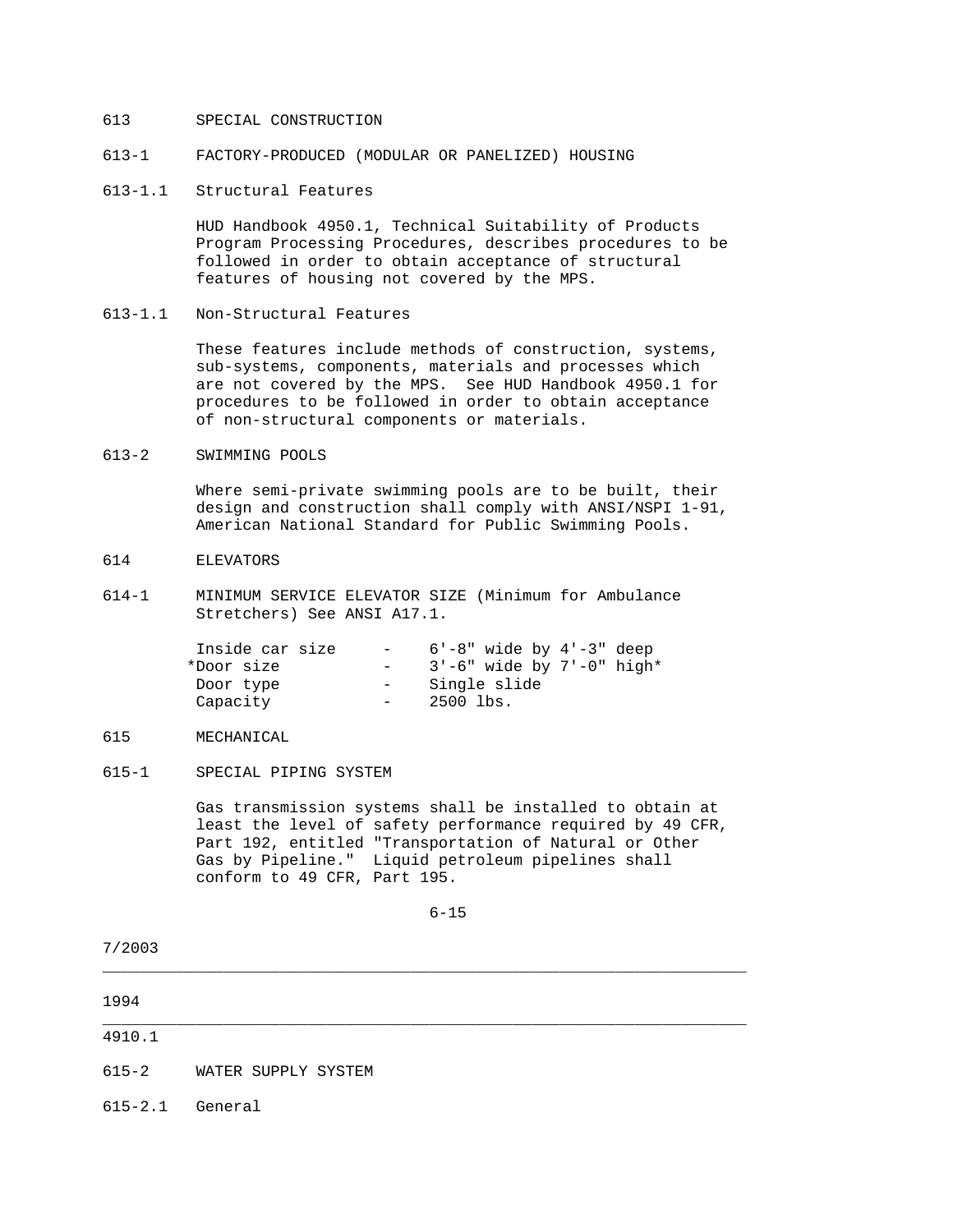## 613 SPECIAL CONSTRUCTION

### 613-1 FACTORY-PRODUCED (MODULAR OR PANELIZED) HOUSING

#### 613-1.1 Structural Features

HUD Handbook 4950.1, Technical Suitability of Products Program Processing Procedures, describes procedures to be followed in order to obtain acceptance of structural features of housing not covered by the MPS.

#### 613-1.1 Non-Structural Features

These features include methods of construction, systems, sub-systems, components, materials and processes which are not covered by the MPS. See HUD Handbook 4950.1 for procedures to be followed in order to obtain acceptance of non-structural components or materials.

### 613-2 SWIMMING POOLS

Where semi-private swimming pools are to be built, their design and construction shall comply with ANSI/NSPI 1-91, American National Standard for Public Swimming Pools.

## 614 ELEVATORS

### 614-1 MINIMUM SERVICE ELEVATOR SIZE (Minimum for Ambulance Stretchers) See ANSI A17.1.

| | | |
|---|---|---|
| Inside car size | - | 6'-8" wide by 4'-3" deep |
| *Door size | - | 3'-6" wide by 7'-0" high* |
| Door type | - | Single slide |
| Capacity | - | 2500 lbs. |

## 615 MECHANICAL

### 615-1 SPECIAL PIPING SYSTEM

Gas transmission systems shall be installed to obtain at least the level of safety performance required by 49 CFR, Part 192, entitled "Transportation of Natural or Other Gas by Pipeline." Liquid petroleum pipelines shall conform to 49 CFR, Part 195.

### 615-2 WATER SUPPLY SYSTEM

#### 615-2.1 General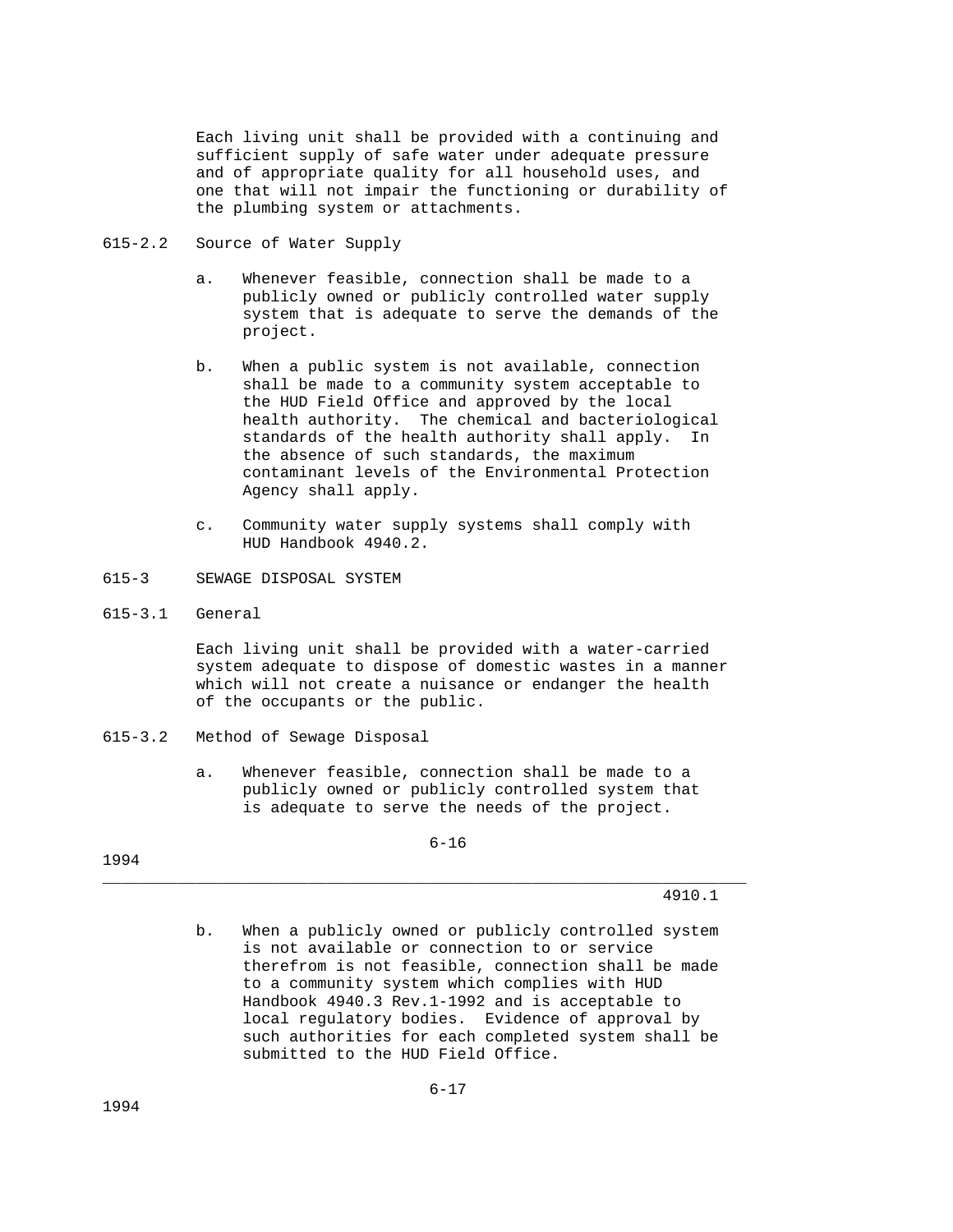Each living unit shall be provided with a continuing and sufficient supply of safe water under adequate pressure and of appropriate quality for all household uses, and one that will not impair the functioning or durability of the plumbing system or attachments.

615-2.2 Source of Water Supply

a. Whenever feasible, connection shall be made to a publicly owned or publicly controlled water supply system that is adequate to serve the demands of the project.

b. When a public system is not available, connection shall be made to a community system acceptable to the HUD Field Office and approved by the local health authority. The chemical and bacteriological standards of the health authority shall apply. In the absence of such standards, the maximum contaminant levels of the Environmental Protection Agency shall apply.

c. Community water supply systems shall comply with HUD Handbook 4940.2.

## 615-3 SEWAGE DISPOSAL SYSTEM

615-3.1 General

Each living unit shall be provided with a water-carried system adequate to dispose of domestic wastes in a manner which will not create a nuisance or endanger the health of the occupants or the public.

615-3.2 Method of Sewage Disposal

a. Whenever feasible, connection shall be made to a publicly owned or publicly controlled system that is adequate to serve the needs of the project.

b. When a publicly owned or publicly controlled system is not available or connection to or service therefrom is not feasible, connection shall be made to a community system which complies with HUD Handbook 4940.3 Rev.1-1992 and is acceptable to local regulatory bodies. Evidence of approval by such authorities for each completed system shall be submitted to the HUD Field Office.